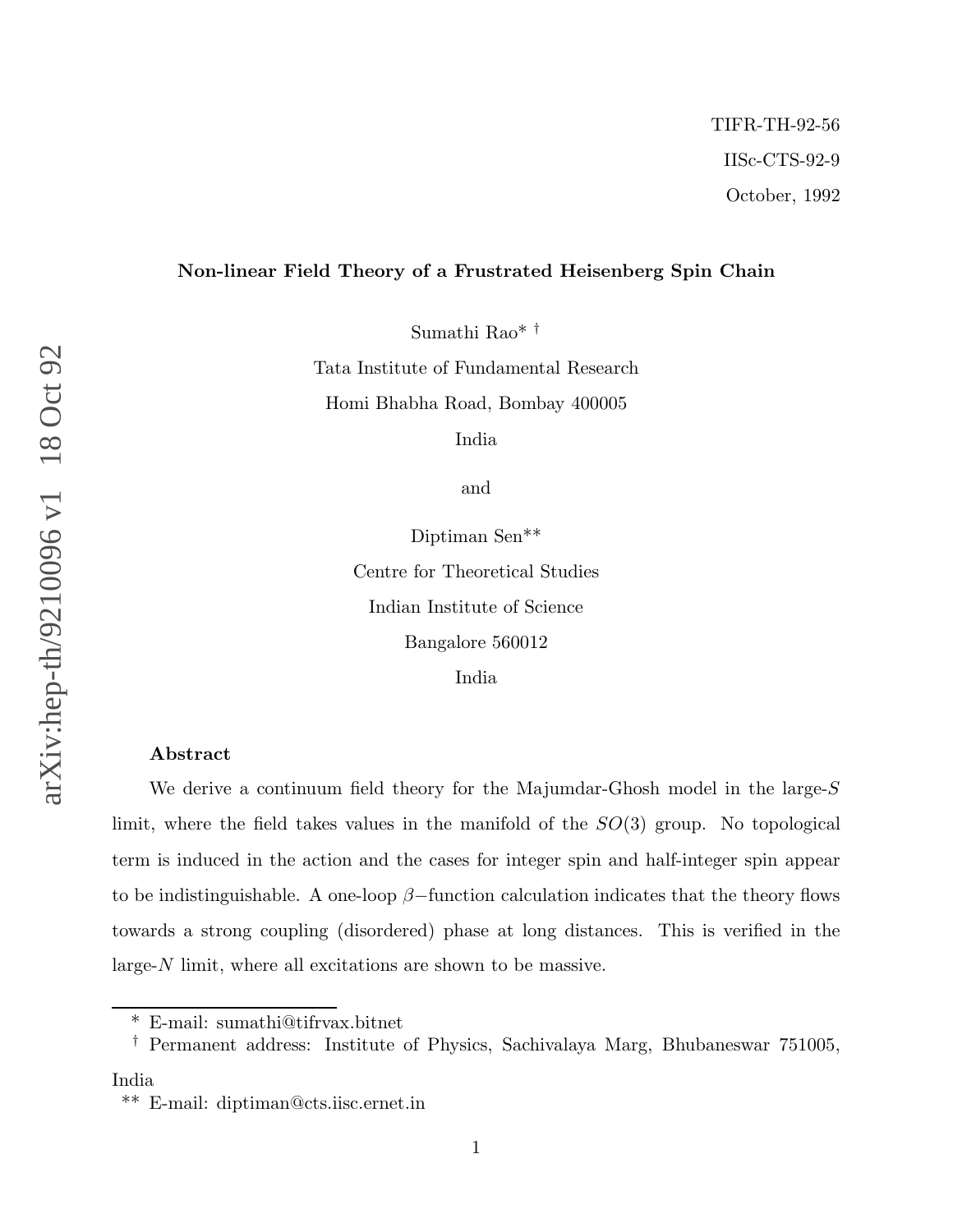TIFR-TH-92-56

IISc-CTS-92-9

October, 1992

# Non-linear Field Theory of a Frustrated Heisenberg Spin Chain

Sumathi Rao* †

Tata Institute of Fundamental Research

Homi Bhabha Road, Bombay 400005

India

and

Diptiman Sen**

Centre for Theoretical Studies

Indian Institute of Science

Bangalore 560012

India

## Abstract

We derive a continuum field theory for the Majumdar-Ghosh model in the large-$S$ limit, where the field takes values in the manifold of the $SO(3)$ group. No topological term is induced in the action and the cases for integer spin and half-integer spin appear to be indistinguishable. A one-loop $\beta-$function calculation indicates that the theory flows towards a strong coupling (disordered) phase at long distances. This is verified in the large-$N$ limit, where all excitations are shown to be massive.

---

\* E-mail: sumathi@tifrvax.bitnet

† Permanent address: Institute of Physics, Sachivalaya Marg, Bhubaneswar 751005, India

\*\* E-mail: diptiman@cts.iisc.ernet.in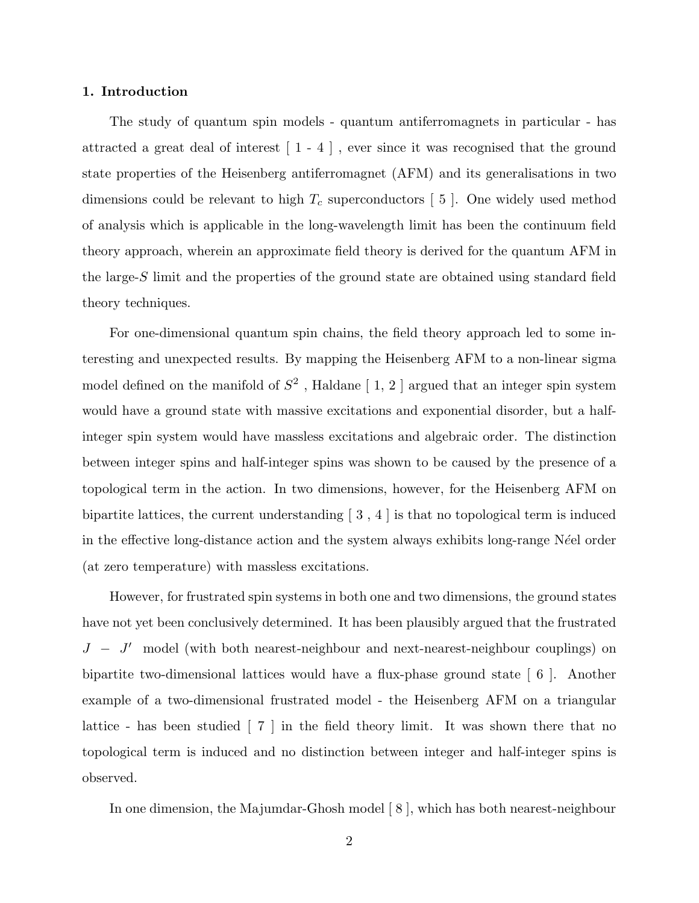### 1. Introduction

The study of quantum spin models - quantum antiferromagnets in particular - has attracted a great deal of interest [ 1 - 4 ] , ever since it was recognised that the ground state properties of the Heisenberg antiferromagnet (AFM) and its generalisations in two dimensions could be relevant to high $T_c$ superconductors [ 5 ]. One widely used method of analysis which is applicable in the long-wavelength limit has been the continuum field theory approach, wherein an approximate field theory is derived for the quantum AFM in the large-$S$ limit and the properties of the ground state are obtained using standard field theory techniques.

For one-dimensional quantum spin chains, the field theory approach led to some interesting and unexpected results. By mapping the Heisenberg AFM to a non-linear sigma model defined on the manifold of $S^2$ , Haldane [ 1, 2 ] argued that an integer spin system would have a ground state with massive excitations and exponential disorder, but a half-integer spin system would have massless excitations and algebraic order. The distinction between integer spins and half-integer spins was shown to be caused by the presence of a topological term in the action. In two dimensions, however, for the Heisenberg AFM on bipartite lattices, the current understanding [ 3 , 4 ] is that no topological term is induced in the effective long-distance action and the system always exhibits long-range N*é*el order (at zero temperature) with massless excitations.

However, for frustrated spin systems in both one and two dimensions, the ground states have not yet been conclusively determined. It has been plausibly argued that the frustrated $J - J'$ model (with both nearest-neighbour and next-nearest-neighbour couplings) on bipartite two-dimensional lattices would have a flux-phase ground state [ 6 ]. Another example of a two-dimensional frustrated model - the Heisenberg AFM on a triangular lattice - has been studied [ 7 ] in the field theory limit. It was shown there that no topological term is induced and no distinction between integer and half-integer spins is observed.

In one dimension, the Majumdar-Ghosh model [ 8 ], which has both nearest-neighbour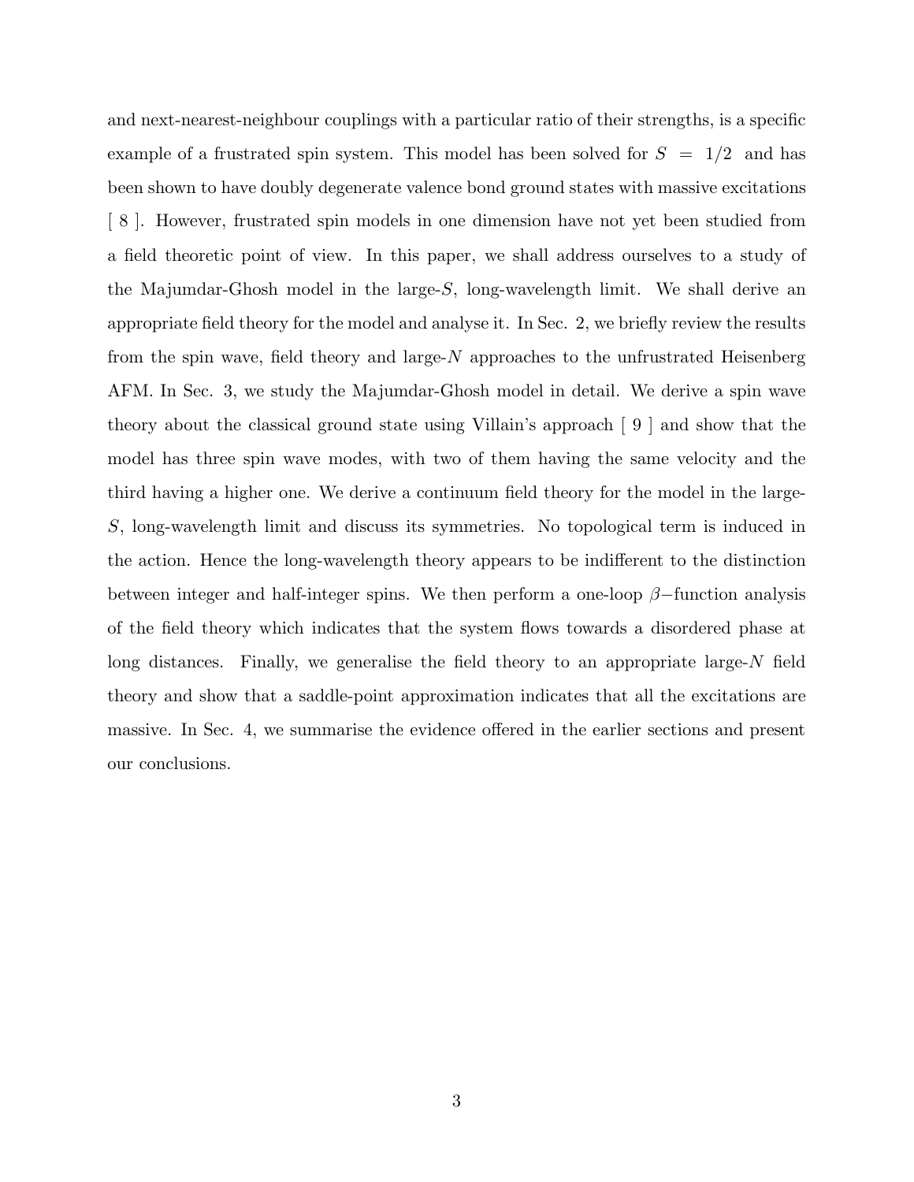and next-nearest-neighbour couplings with a particular ratio of their strengths, is a specific example of a frustrated spin system. This model has been solved for $S = 1/2$ and has been shown to have doubly degenerate valence bond ground states with massive excitations [ 8 ]. However, frustrated spin models in one dimension have not yet been studied from a field theoretic point of view. In this paper, we shall address ourselves to a study of the Majumdar-Ghosh model in the large-$S$, long-wavelength limit. We shall derive an appropriate field theory for the model and analyse it. In Sec. 2, we briefly review the results from the spin wave, field theory and large-$N$ approaches to the unfrustrated Heisenberg AFM. In Sec. 3, we study the Majumdar-Ghosh model in detail. We derive a spin wave theory about the classical ground state using Villain's approach [ 9 ] and show that the model has three spin wave modes, with two of them having the same velocity and the third having a higher one. We derive a continuum field theory for the model in the large-$S$, long-wavelength limit and discuss its symmetries. No topological term is induced in the action. Hence the long-wavelength theory appears to be indifferent to the distinction between integer and half-integer spins. We then perform a one-loop $\beta-$function analysis of the field theory which indicates that the system flows towards a disordered phase at long distances. Finally, we generalise the field theory to an appropriate large-$N$ field theory and show that a saddle-point approximation indicates that all the excitations are massive. In Sec. 4, we summarise the evidence offered in the earlier sections and present our conclusions.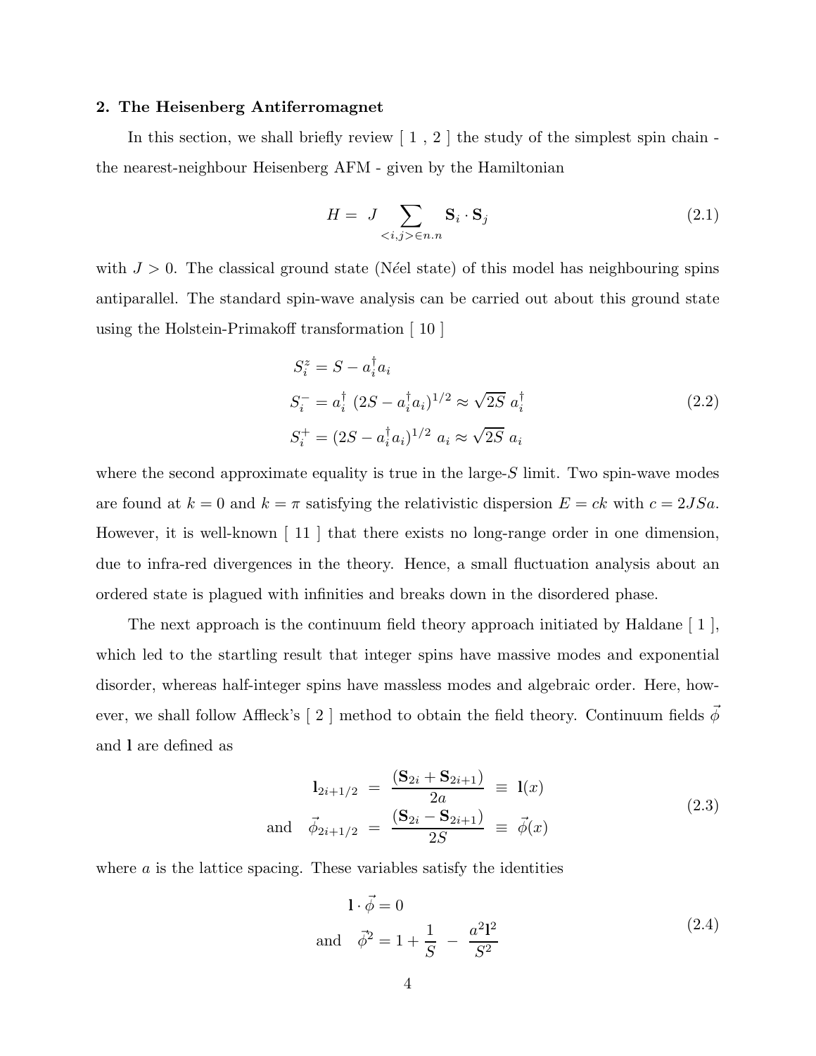## 2. The Heisenberg Antiferromagnet

In this section, we shall briefly review [ 1 , 2 ] the study of the simplest spin chain - the nearest-neighbour Heisenberg AFM - given by the Hamiltonian

$$H = J \sum_{<i,j> \in n.n} \mathbf{S}_i \cdot \mathbf{S}_j \tag{2.1}$$

with $J > 0$. The classical ground state (Néel state) of this model has neighbouring spins antiparallel. The standard spin-wave analysis can be carried out about this ground state using the Holstein-Primakoff transformation [ 10 ]

$$\begin{aligned} S_i^z &= S - a_i^\dagger a_i \\ S_i^- &= a_i^\dagger \ (2S - a_i^\dagger a_i)^{1/2} \approx \sqrt{2S} \ a_i^\dagger \\ S_i^+ &= (2S - a_i^\dagger a_i)^{1/2} \ a_i \approx \sqrt{2S} \ a_i \end{aligned} \tag{2.2}$$

where the second approximate equality is true in the large-$S$ limit. Two spin-wave modes are found at $k = 0$ and $k = \pi$ satisfying the relativistic dispersion $E = ck$ with $c = 2JSa$. However, it is well-known [ 11 ] that there exists no long-range order in one dimension, due to infra-red divergences in the theory. Hence, a small fluctuation analysis about an ordered state is plagued with infinities and breaks down in the disordered phase.

The next approach is the continuum field theory approach initiated by Haldane [ 1 ], which led to the startling result that integer spins have massive modes and exponential disorder, whereas half-integer spins have massless modes and algebraic order. Here, however, we shall follow Affleck's [ 2 ] method to obtain the field theory. Continuum fields $\vec{\phi}$ and $\mathbf{l}$ are defined as

$$\begin{aligned} \mathbf{l}_{2i+1/2} \ &= \ \frac{(\mathbf{S}_{2i} + \mathbf{S}_{2i+1})}{2a} \ \equiv \ \mathbf{l}(x) \\ \text{and} \quad \vec{\phi}_{2i+1/2} \ &= \ \frac{(\mathbf{S}_{2i} - \mathbf{S}_{2i+1})}{2S} \ \equiv \ \vec{\phi}(x) \end{aligned} \tag{2.3}$$

where $a$ is the lattice spacing. These variables satisfy the identities

$$\begin{aligned} &\mathbf{l} \cdot \vec{\phi} = 0 \\ \text{and} \quad &\vec{\phi}^2 = 1 + \frac{1}{S} \ - \ \frac{a^2 \mathbf{l}^2}{S^2} \end{aligned} \tag{2.4}$$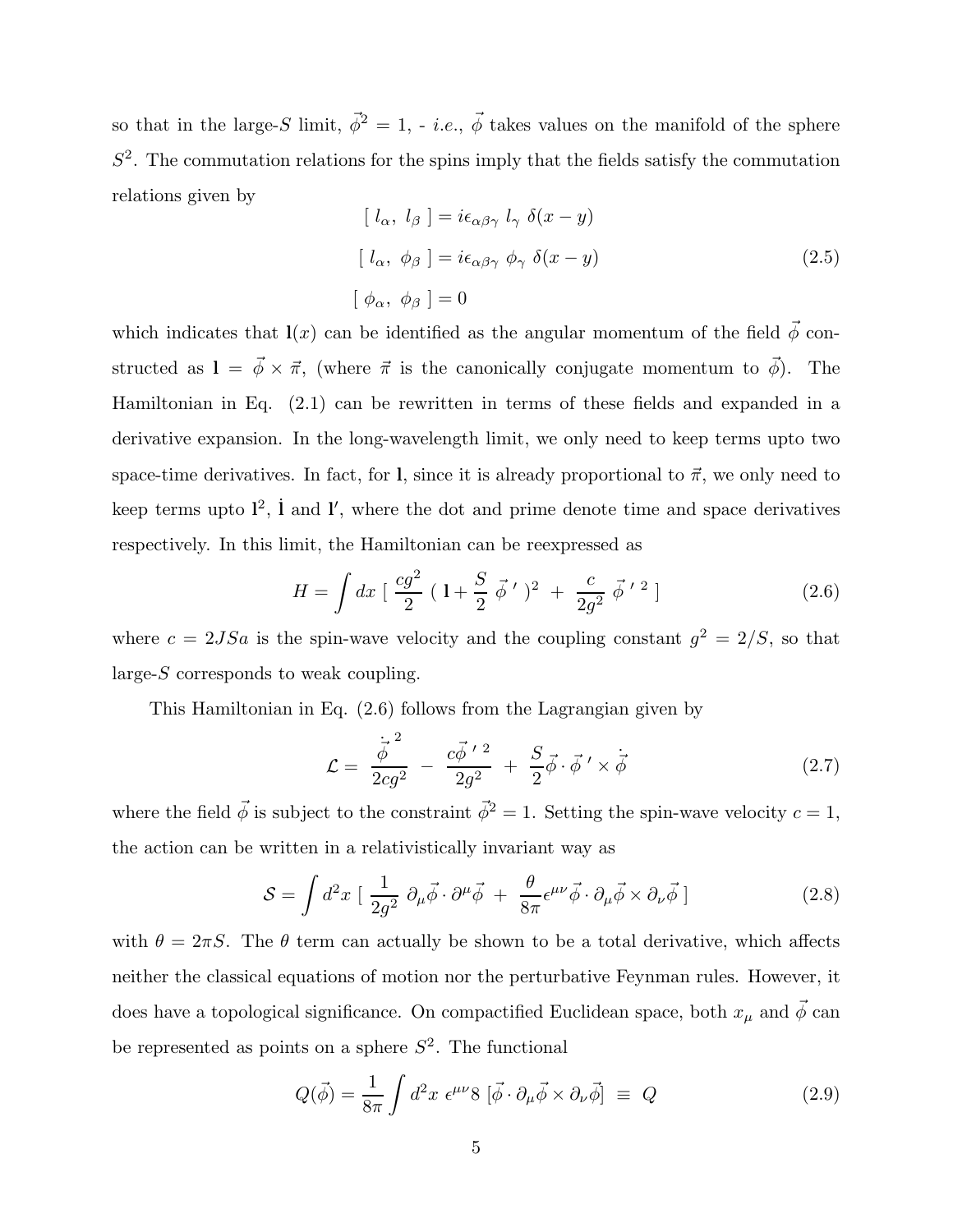so that in the large-$S$ limit, $\vec{\phi}^2 = 1$, - *i.e.*, $\vec{\phi}$ takes values on the manifold of the sphere $S^2$. The commutation relations for the spins imply that the fields satisfy the commutation relations given by

$$
\begin{aligned}
[\ l_\alpha,\ l_\beta\ ] &= i\epsilon_{\alpha\beta\gamma}\ l_\gamma\ \delta(x-y) \\
[\ l_\alpha,\ \phi_\beta\ ] &= i\epsilon_{\alpha\beta\gamma}\ \phi_\gamma\ \delta(x-y) \\
[\ \phi_\alpha,\ \phi_\beta\ ] &= 0
\end{aligned}
\tag{2.5}
$$

which indicates that $\mathbf{l}(x)$ can be identified as the angular momentum of the field $\vec{\phi}$ constructed as $\mathbf{l} = \vec{\phi} \times \vec{\pi}$, (where $\vec{\pi}$ is the canonically conjugate momentum to $\vec{\phi}$). The Hamiltonian in Eq. (2.1) can be rewritten in terms of these fields and expanded in a derivative expansion. In the long-wavelength limit, we only need to keep terms upto two space-time derivatives. In fact, for $\mathbf{l}$, since it is already proportional to $\vec{\pi}$, we only need to keep terms upto $\mathbf{l}^2$, $\dot{\mathbf{l}}$ and $\mathbf{l}'$, where the dot and prime denote time and space derivatives respectively. In this limit, the Hamiltonian can be reexpressed as

$$
H = \int dx\ [\ \frac{cg^2}{2}\ (\ \mathbf{l} + \frac{S}{2}\ \vec{\phi}\ '\ )^2\ +\ \frac{c}{2g^2}\ \vec{\phi}\ '^{\ 2}\ ]
\tag{2.6}
$$

where $c = 2JSa$ is the spin-wave velocity and the coupling constant $g^2 = 2/S$, so that large-$S$ corresponds to weak coupling.

This Hamiltonian in Eq. (2.6) follows from the Lagrangian given by

$$
\mathcal{L} = \frac{\dot{\vec{\phi}}^{\ 2}}{2cg^2}\ -\ \frac{c\vec{\phi}\ '^{\ 2}}{2g^2}\ +\ \frac{S}{2}\vec{\phi}\cdot\vec{\phi}\ '\times\dot{\vec{\phi}}
\tag{2.7}
$$

where the field $\vec{\phi}$ is subject to the constraint $\vec{\phi}^2 = 1$. Setting the spin-wave velocity $c = 1$, the action can be written in a relativistically invariant way as

$$
\mathcal{S} = \int d^2x\ [\ \frac{1}{2g^2}\ \partial_\mu\vec{\phi}\cdot\partial^\mu\vec{\phi}\ +\ \frac{\theta}{8\pi}\epsilon^{\mu\nu}\vec{\phi}\cdot\partial_\mu\vec{\phi}\times\partial_\nu\vec{\phi}\ ]
\tag{2.8}
$$

with $\theta = 2\pi S$. The $\theta$ term can actually be shown to be a total derivative, which affects neither the classical equations of motion nor the perturbative Feynman rules. However, it does have a topological significance. On compactified Euclidean space, both $x_\mu$ and $\vec{\phi}$ can be represented as points on a sphere $S^2$. The functional

$$
Q(\vec{\phi}) = \frac{1}{8\pi}\int d^2x\ \epsilon^{\mu\nu}8\ [\vec{\phi}\cdot\partial_\mu\vec{\phi}\times\partial_\nu\vec{\phi}]\ \equiv\ Q
\tag{2.9}
$$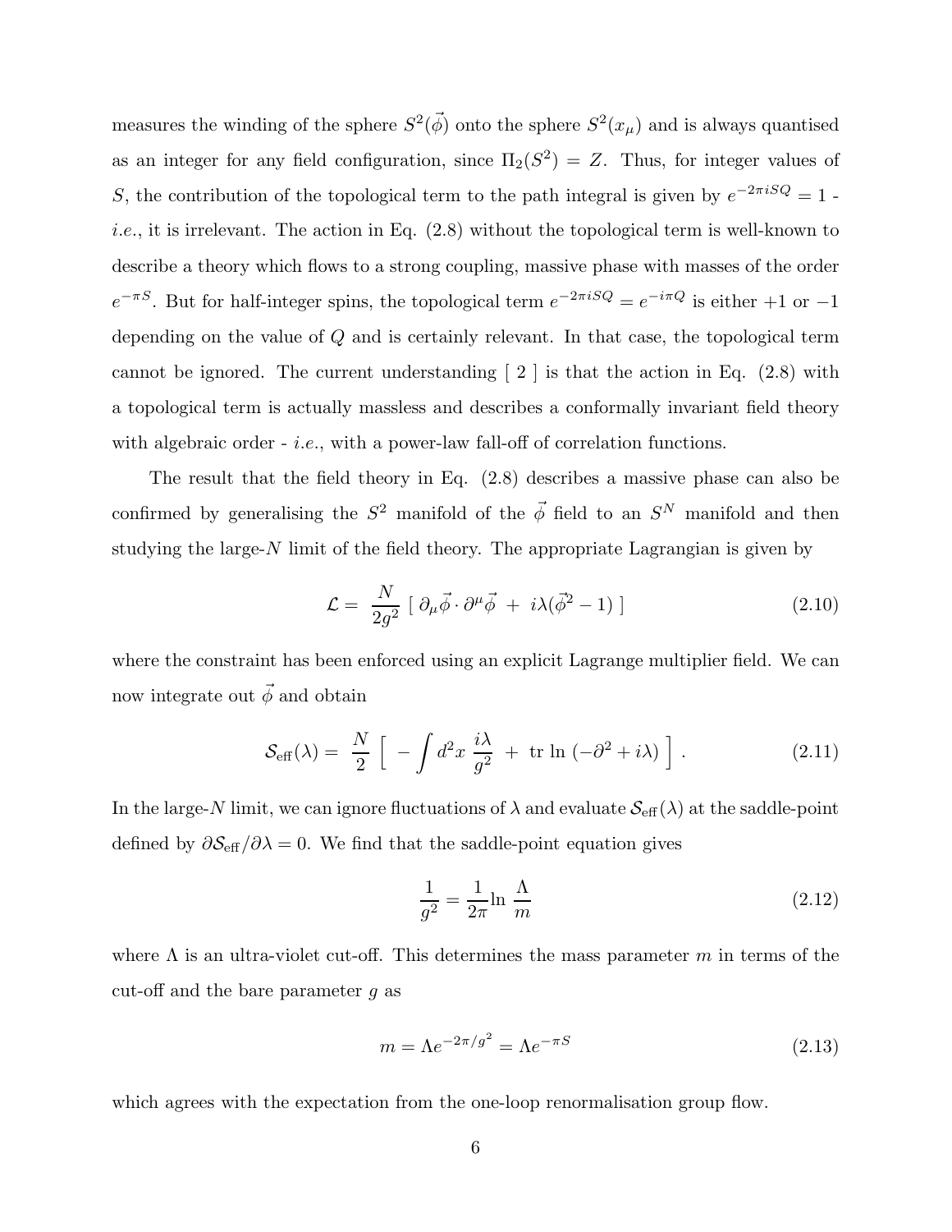measures the winding of the sphere $S^2(\vec{\phi})$ onto the sphere $S^2(x_\mu)$ and is always quantised as an integer for any field configuration, since $\Pi_2(S^2) = Z$. Thus, for integer values of $S$, the contribution of the topological term to the path integral is given by $e^{-2\pi i S Q} = 1$ - *i.e.*, it is irrelevant. The action in Eq. (2.8) without the topological term is well-known to describe a theory which flows to a strong coupling, massive phase with masses of the order $e^{-\pi S}$. But for half-integer spins, the topological term $e^{-2\pi i S Q} = e^{-i\pi Q}$ is either $+1$ or $-1$ depending on the value of $Q$ and is certainly relevant. In that case, the topological term cannot be ignored. The current understanding [ 2 ] is that the action in Eq. (2.8) with a topological term is actually massless and describes a conformally invariant field theory with algebraic order - *i.e.*, with a power-law fall-off of correlation functions.

The result that the field theory in Eq. (2.8) describes a massive phase can also be confirmed by generalising the $S^2$ manifold of the $\vec{\phi}$ field to an $S^N$ manifold and then studying the large-$N$ limit of the field theory. The appropriate Lagrangian is given by

$$\mathcal{L} = \frac{N}{2g^2} \left[ \, \partial_\mu \vec{\phi} \cdot \partial^\mu \vec{\phi} \; + \; i\lambda(\vec{\phi}^2 - 1) \, \right] \tag{2.10}$$

where the constraint has been enforced using an explicit Lagrange multiplier field. We can now integrate out $\vec{\phi}$ and obtain

$$\mathcal{S}_{\text{eff}}(\lambda) = \frac{N}{2} \left[ \; - \int d^2x \; \frac{i\lambda}{g^2} \; + \; \text{tr ln} \; (-\partial^2 + i\lambda) \; \right] . \tag{2.11}$$

In the large-$N$ limit, we can ignore fluctuations of $\lambda$ and evaluate $\mathcal{S}_{\text{eff}}(\lambda)$ at the saddle-point defined by $\partial \mathcal{S}_{\text{eff}} / \partial \lambda = 0$. We find that the saddle-point equation gives

$$\frac{1}{g^2} = \frac{1}{2\pi} \text{ln} \; \frac{\Lambda}{m} \tag{2.12}$$

where $\Lambda$ is an ultra-violet cut-off. This determines the mass parameter $m$ in terms of the cut-off and the bare parameter $g$ as

$$m = \Lambda e^{-2\pi/g^2} = \Lambda e^{-\pi S} \tag{2.13}$$

which agrees with the expectation from the one-loop renormalisation group flow.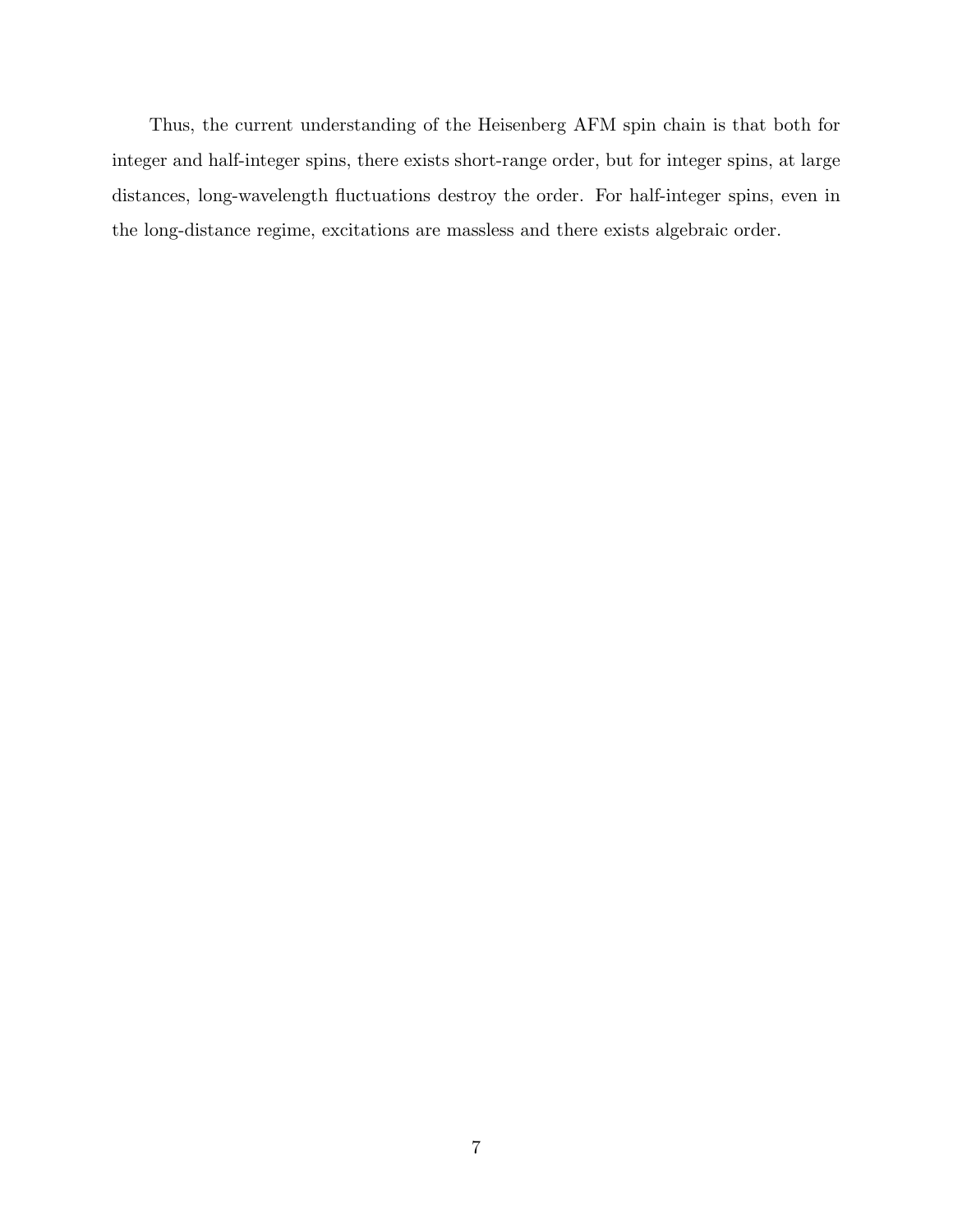Thus, the current understanding of the Heisenberg AFM spin chain is that both for integer and half-integer spins, there exists short-range order, but for integer spins, at large distances, long-wavelength fluctuations destroy the order. For half-integer spins, even in the long-distance regime, excitations are massless and there exists algebraic order.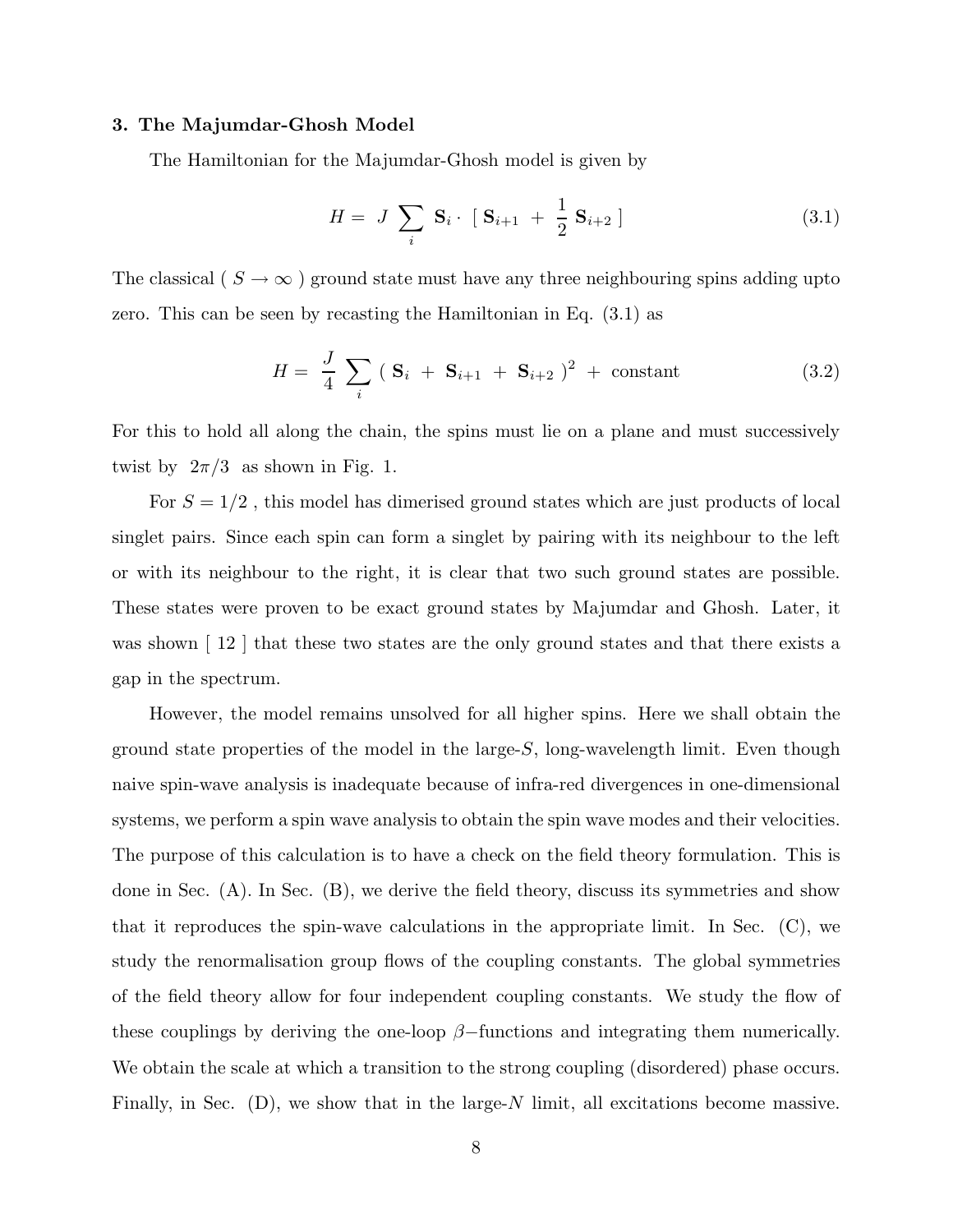### 3. The Majumdar-Ghosh Model

The Hamiltonian for the Majumdar-Ghosh model is given by

$$H = J \sum_i \mathbf{S}_i \cdot \left[ \mathbf{S}_{i+1} + \frac{1}{2} \mathbf{S}_{i+2} \right] \tag{3.1}$$

The classical ( $S \to \infty$ ) ground state must have any three neighbouring spins adding upto zero. This can be seen by recasting the Hamiltonian in Eq. (3.1) as

$$H = \frac{J}{4} \sum_i \left( \mathbf{S}_i + \mathbf{S}_{i+1} + \mathbf{S}_{i+2} \right)^2 + \text{constant} \tag{3.2}$$

For this to hold all along the chain, the spins must lie on a plane and must successively twist by $2\pi/3$ as shown in Fig. 1.

For $S = 1/2$ , this model has dimerised ground states which are just products of local singlet pairs. Since each spin can form a singlet by pairing with its neighbour to the left or with its neighbour to the right, it is clear that two such ground states are possible. These states were proven to be exact ground states by Majumdar and Ghosh. Later, it was shown [ 12 ] that these two states are the only ground states and that there exists a gap in the spectrum.

However, the model remains unsolved for all higher spins. Here we shall obtain the ground state properties of the model in the large-$S$, long-wavelength limit. Even though naive spin-wave analysis is inadequate because of infra-red divergences in one-dimensional systems, we perform a spin wave analysis to obtain the spin wave modes and their velocities. The purpose of this calculation is to have a check on the field theory formulation. This is done in Sec. (A). In Sec. (B), we derive the field theory, discuss its symmetries and show that it reproduces the spin-wave calculations in the appropriate limit. In Sec. (C), we study the renormalisation group flows of the coupling constants. The global symmetries of the field theory allow for four independent coupling constants. We study the flow of these couplings by deriving the one-loop $\beta-$functions and integrating them numerically. We obtain the scale at which a transition to the strong coupling (disordered) phase occurs. Finally, in Sec. (D), we show that in the large-$N$ limit, all excitations become massive.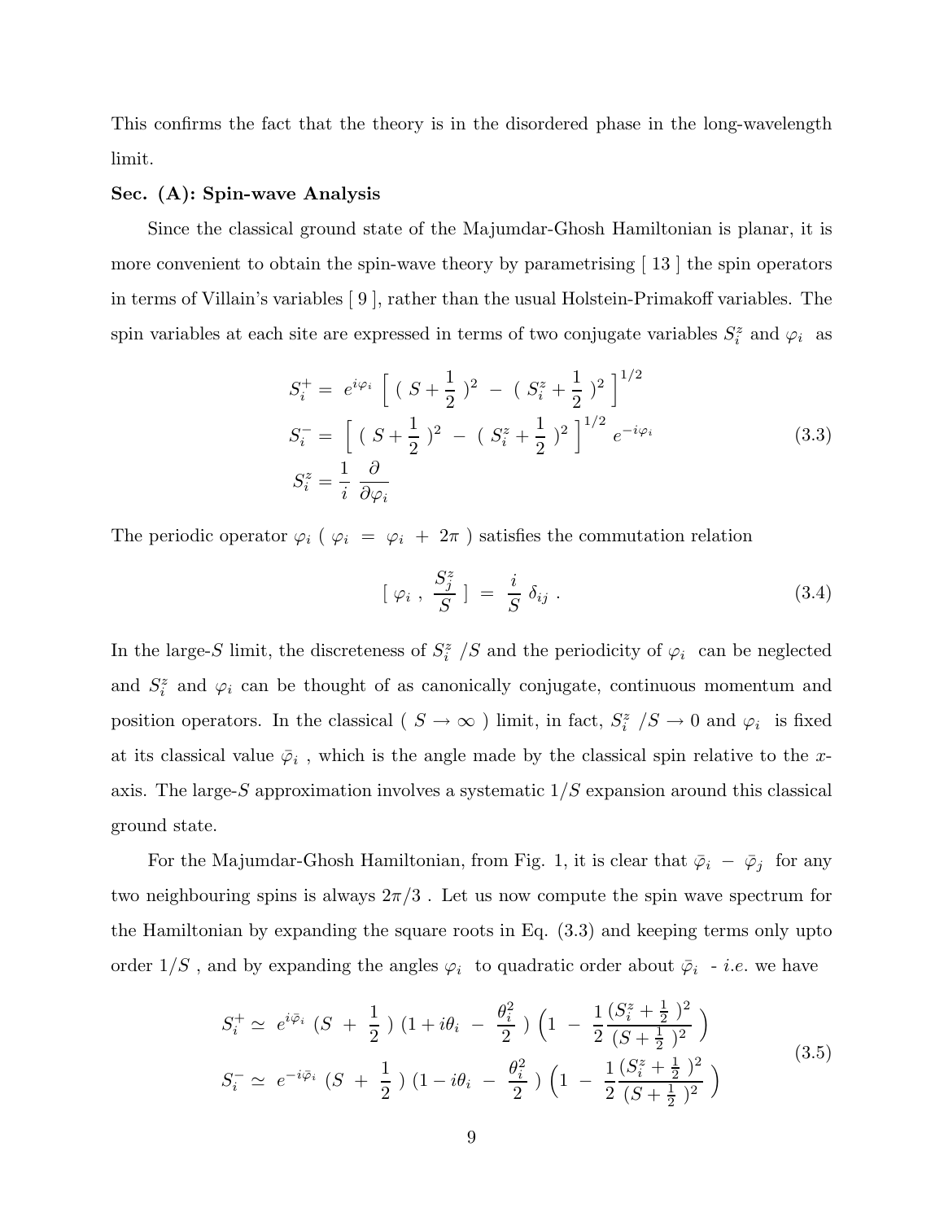This confirms the fact that the theory is in the disordered phase in the long-wavelength limit.

**Sec. (A): Spin-wave Analysis**

Since the classical ground state of the Majumdar-Ghosh Hamiltonian is planar, it is more convenient to obtain the spin-wave theory by parametrising [ 13 ] the spin operators in terms of Villain's variables [ 9 ], rather than the usual Holstein-Primakoff variables. The spin variables at each site are expressed in terms of two conjugate variables $S_i^z$ and $\varphi_i$ as

$$
\begin{aligned}
S_i^+ &= e^{i\varphi_i} \left[ \left( S + \frac{1}{2} \right)^2 - \left( S_i^z + \frac{1}{2} \right)^2 \right]^{1/2} \\
S_i^- &= \left[ \left( S + \frac{1}{2} \right)^2 - \left( S_i^z + \frac{1}{2} \right)^2 \right]^{1/2} e^{-i\varphi_i} \\
S_i^z &= \frac{1}{i} \frac{\partial}{\partial \varphi_i}
\end{aligned}
\tag{3.3}
$$

The periodic operator $\varphi_i$ ( $\varphi_i = \varphi_i + 2\pi$ ) satisfies the commutation relation

$$
\left[ \varphi_i , \frac{S_j^z}{S} \right] = \frac{i}{S} \delta_{ij} . \tag{3.4}
$$

In the large-$S$ limit, the discreteness of $S_i^z /S$ and the periodicity of $\varphi_i$ can be neglected and $S_i^z$ and $\varphi_i$ can be thought of as canonically conjugate, continuous momentum and position operators. In the classical ( $S \to \infty$ ) limit, in fact, $S_i^z /S \to 0$ and $\varphi_i$ is fixed at its classical value $\bar{\varphi}_i$ , which is the angle made by the classical spin relative to the $x$-axis. The large-$S$ approximation involves a systematic $1/S$ expansion around this classical ground state.

For the Majumdar-Ghosh Hamiltonian, from Fig. 1, it is clear that $\bar{\varphi}_i - \bar{\varphi}_j$ for any two neighbouring spins is always $2\pi/3$ . Let us now compute the spin wave spectrum for the Hamiltonian by expanding the square roots in Eq. (3.3) and keeping terms only upto order $1/S$ , and by expanding the angles $\varphi_i$ to quadratic order about $\bar{\varphi}_i$ - *i.e.* we have

$$
\begin{aligned}
S_i^+ &\simeq e^{i\bar{\varphi}_i} \left( S + \frac{1}{2} \right) \left( 1 + i\theta_i - \frac{\theta_i^2}{2} \right) \left( 1 - \frac{1}{2} \frac{( S_i^z + \frac{1}{2} )^2}{( S + \frac{1}{2} )^2} \right) \\
S_i^- &\simeq e^{-i\bar{\varphi}_i} \left( S + \frac{1}{2} \right) \left( 1 - i\theta_i - \frac{\theta_i^2}{2} \right) \left( 1 - \frac{1}{2} \frac{( S_i^z + \frac{1}{2} )^2}{( S + \frac{1}{2} )^2} \right)
\end{aligned}
\tag{3.5}
$$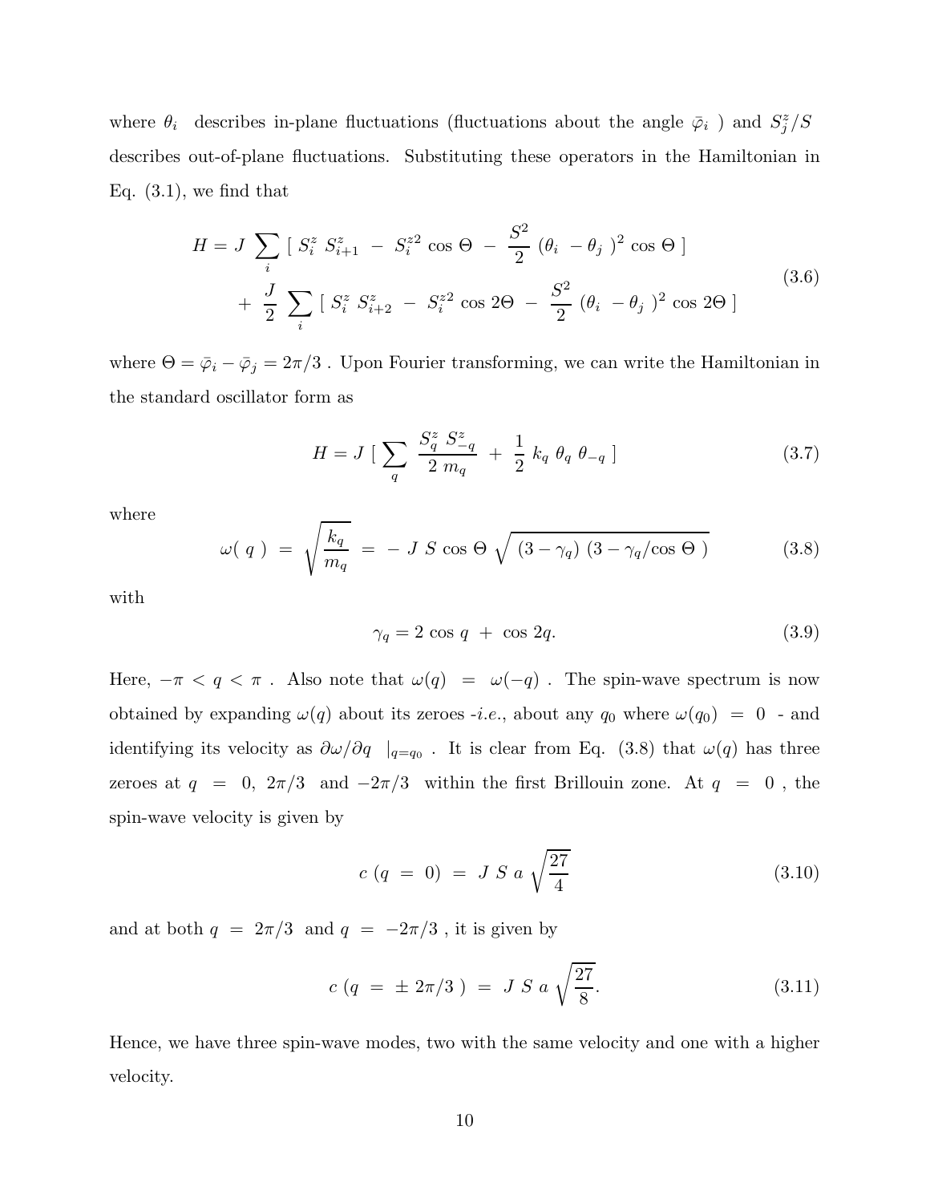where $\theta_i$ describes in-plane fluctuations (fluctuations about the angle $\bar{\varphi}_i$ ) and $S_j^z/S$ describes out-of-plane fluctuations. Substituting these operators in the Hamiltonian in Eq. (3.1), we find that

$$
\begin{aligned}
H = J \sum_i \left[ S_i^z \, S_{i+1}^z \; - \; S_i^{z2} \cos \Theta \; - \; \frac{S^2}{2} \, (\theta_i \; - \theta_j \; )^2 \cos \Theta \, \right] \\
+ \; \frac{J}{2} \sum_i \left[ S_i^z \, S_{i+2}^z \; - \; S_i^{z2} \cos 2\Theta \; - \; \frac{S^2}{2} \, (\theta_i \; - \theta_j \; )^2 \cos 2\Theta \, \right]
\end{aligned}
\tag{3.6}
$$

where $\Theta = \bar{\varphi}_i - \bar{\varphi}_j = 2\pi/3$ . Upon Fourier transforming, we can write the Hamiltonian in the standard oscillator form as

$$
H = J \left[ \sum_q \frac{S_q^z \; S_{-q}^z}{2 \; m_q} \; + \; \frac{1}{2} \; k_q \; \theta_q \; \theta_{-q} \; \right]
\tag{3.7}
$$

where

$$
\omega( \, q \, ) \; = \; \sqrt{\frac{k_q}{m_q}} \; = \; - \; J \; S \, \cos \Theta \; \sqrt{ \, (3 - \gamma_q) \; (3 - \gamma_q / \cos \Theta \; ) }
\tag{3.8}
$$

with

$$
\gamma_q = 2 \; \cos \, q \; + \; \cos \, 2q.
\tag{3.9}
$$

Here, $-\pi < q < \pi$ . Also note that $\omega(q) \; = \; \omega(-q)$ . The spin-wave spectrum is now obtained by expanding $\omega(q)$ about its zeroes -*i.e.*, about any $q_0$ where $\omega(q_0) \; = \; 0$ - and identifying its velocity as $\partial\omega/\partial q \; |_{q=q_0}$ . It is clear from Eq. (3.8) that $\omega(q)$ has three zeroes at $q \; = \; 0, \; 2\pi/3$ and $-2\pi/3$ within the first Brillouin zone. At $q \; = \; 0$ , the spin-wave velocity is given by

$$
c \; (q \; = \; 0) \; = \; J \; S \; a \, \sqrt{\frac{27}{4}}
\tag{3.10}
$$

and at both $q \; = \; 2\pi/3$ and $q \; = \; -2\pi/3$ , it is given by

$$
c \; (q \; = \; \pm \; 2\pi/3 \; ) \; = \; J \; S \; a \, \sqrt{\frac{27}{8}}.
\tag{3.11}
$$

Hence, we have three spin-wave modes, two with the same velocity and one with a higher velocity.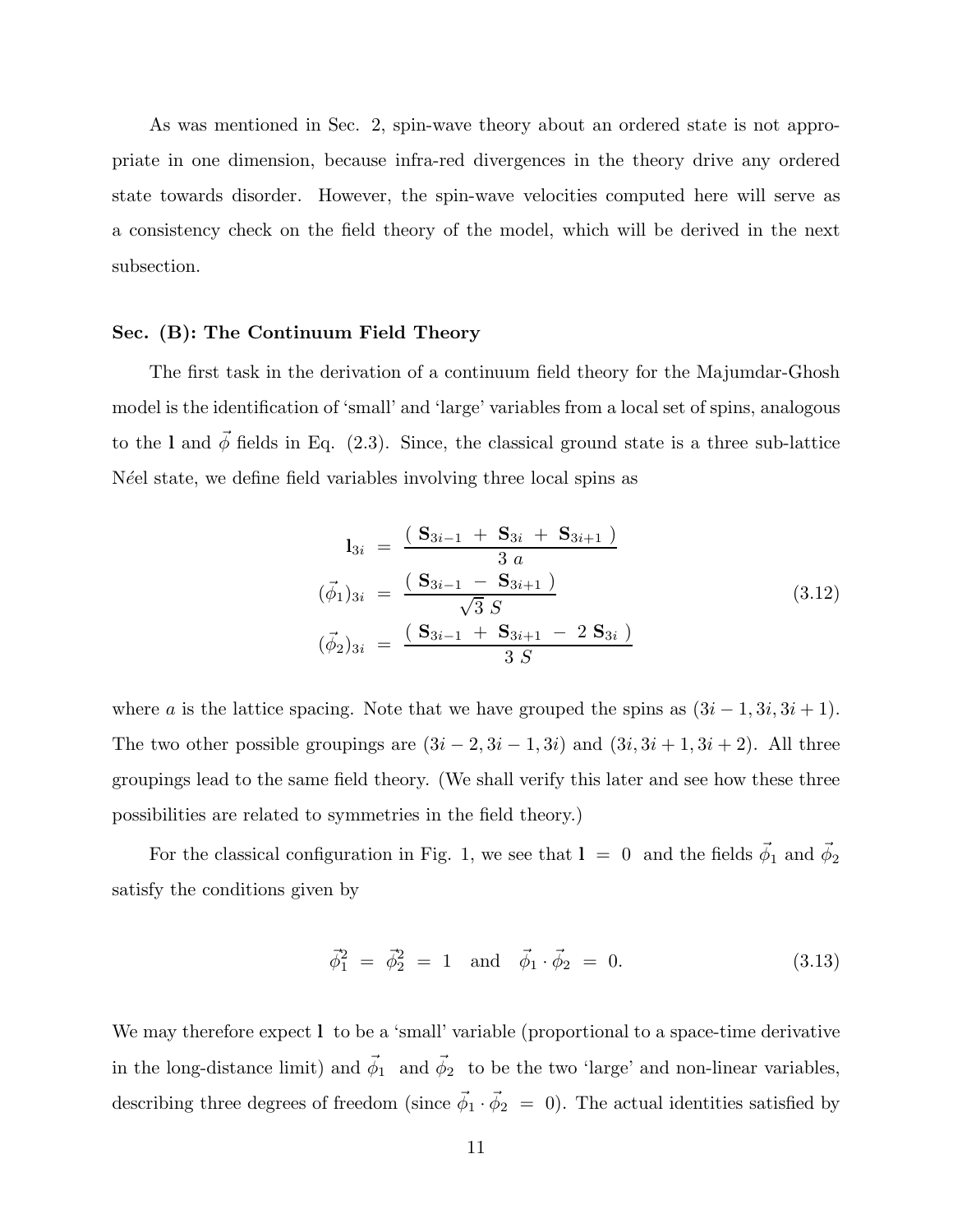As was mentioned in Sec. 2, spin-wave theory about an ordered state is not appropriate in one dimension, because infra-red divergences in the theory drive any ordered state towards disorder. However, the spin-wave velocities computed here will serve as a consistency check on the field theory of the model, which will be derived in the next subsection.

**Sec. (B): The Continuum Field Theory**

The first task in the derivation of a continuum field theory for the Majumdar-Ghosh model is the identification of 'small' and 'large' variables from a local set of spins, analogous to the $\mathbf{l}$ and $\vec{\phi}$ fields in Eq. (2.3). Since, the classical ground state is a three sub-lattice Néel state, we define field variables involving three local spins as

$$
\begin{aligned}
\mathbf{l}_{3i} \; &= \; \frac{(\; \mathbf{S}_{3i-1} \; + \; \mathbf{S}_{3i} \; + \; \mathbf{S}_{3i+1} \;)}{3 \; a} \\
(\vec{\phi}_1)_{3i} \; &= \; \frac{(\; \mathbf{S}_{3i-1} \; - \; \mathbf{S}_{3i+1} \;)}{\sqrt{3} \; S} \\
(\vec{\phi}_2)_{3i} \; &= \; \frac{(\; \mathbf{S}_{3i-1} \; + \; \mathbf{S}_{3i+1} \; - \; 2 \; \mathbf{S}_{3i} \;)}{3 \; S}
\end{aligned}
\tag{3.12}
$$

where $a$ is the lattice spacing. Note that we have grouped the spins as $(3i-1, 3i, 3i+1)$. The two other possible groupings are $(3i-2, 3i-1, 3i)$ and $(3i, 3i+1, 3i+2)$. All three groupings lead to the same field theory. (We shall verify this later and see how these three possibilities are related to symmetries in the field theory.)

For the classical configuration in Fig. 1, we see that $\mathbf{l} \; = \; 0$ and the fields $\vec{\phi}_1$ and $\vec{\phi}_2$ satisfy the conditions given by

$$
\vec{\phi}_1^2 \; = \; \vec{\phi}_2^2 \; = \; 1 \quad \text{and} \quad \vec{\phi}_1 \cdot \vec{\phi}_2 \; = \; 0. \tag{3.13}
$$

We may therefore expect $\mathbf{l}$ to be a 'small' variable (proportional to a space-time derivative in the long-distance limit) and $\vec{\phi}_1$ and $\vec{\phi}_2$ to be the two 'large' and non-linear variables, describing three degrees of freedom (since $\vec{\phi}_1 \cdot \vec{\phi}_2 \; = \; 0$). The actual identities satisfied by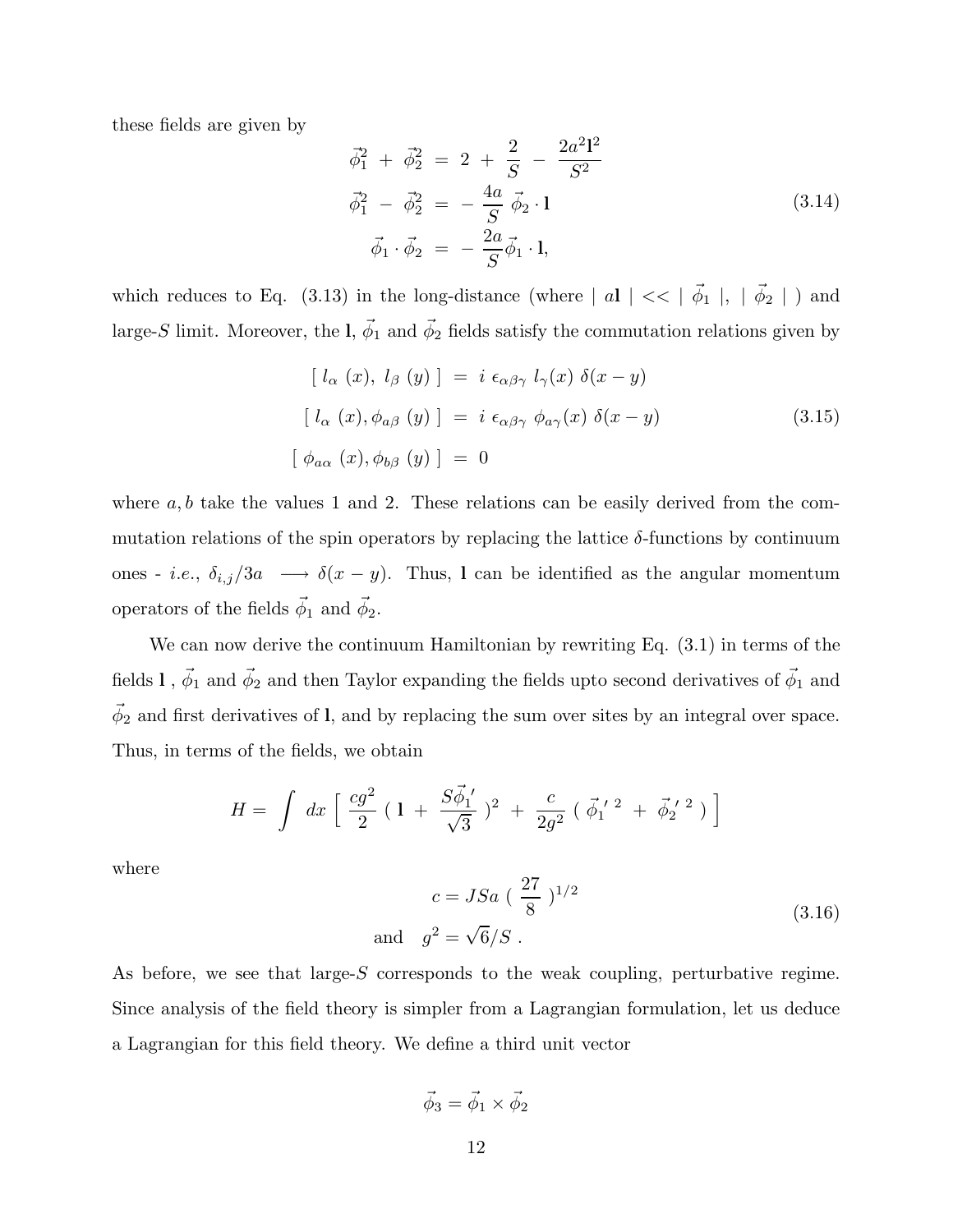these fields are given by

$$
\begin{aligned}
\vec{\phi}_1^2 \ + \ \vec{\phi}_2^2 \ &= \ 2 \ + \ \frac{2}{S} \ - \ \frac{2a^2 \mathbf{l}^2}{S^2} \\
\vec{\phi}_1^2 \ - \ \vec{\phi}_2^2 \ &= \ - \ \frac{4a}{S} \ \vec{\phi}_2 \cdot \mathbf{l} \\
\vec{\phi}_1 \cdot \vec{\phi}_2 \ &= \ - \ \frac{2a}{S} \vec{\phi}_1 \cdot \mathbf{l},
\end{aligned}
\tag{3.14}
$$

which reduces to Eq. (3.13) in the long-distance (where $\mid a\mathbf{l} \mid << \mid \vec{\phi}_1 \mid, \mid \vec{\phi}_2 \mid$ ) and large-$S$ limit. Moreover, the $\mathbf{l}$, $\vec{\phi}_1$ and $\vec{\phi}_2$ fields satisfy the commutation relations given by

$$
\begin{aligned}
[ \ l_\alpha \ (x), \ l_\beta \ (y) \ ] \ &= \ i \ \epsilon_{\alpha\beta\gamma} \ l_\gamma(x) \ \delta(x-y) \\
[ \ l_\alpha \ (x), \phi_{a\beta} \ (y) \ ] \ &= \ i \ \epsilon_{\alpha\beta\gamma} \ \phi_{a\gamma}(x) \ \delta(x-y) \\
[ \ \phi_{a\alpha} \ (x), \phi_{b\beta} \ (y) \ ] \ &= \ 0
\end{aligned}
\tag{3.15}
$$

where $a, b$ take the values 1 and 2. These relations can be easily derived from the commutation relations of the spin operators by replacing the lattice $\delta$-functions by continuum ones - *i.e.*, $\delta_{i,j}/3a \ \longrightarrow \delta(x-y)$. Thus, $\mathbf{l}$ can be identified as the angular momentum operators of the fields $\vec{\phi}_1$ and $\vec{\phi}_2$.

We can now derive the continuum Hamiltonian by rewriting Eq. (3.1) in terms of the fields $\mathbf{l}$ , $\vec{\phi}_1$ and $\vec{\phi}_2$ and then Taylor expanding the fields upto second derivatives of $\vec{\phi}_1$ and $\vec{\phi}_2$ and first derivatives of $\mathbf{l}$, and by replacing the sum over sites by an integral over space. Thus, in terms of the fields, we obtain

$$
H = \int \ dx \ \Big[ \ \frac{cg^2}{2} \ ( \ \mathbf{l} \ + \ \frac{S\vec{\phi}_1{}'}{\sqrt{3}} \ )^2 \ + \ \frac{c}{2g^2} \ ( \ \vec{\phi}_1{}'^{\,2} \ + \ \vec{\phi}_2{}'^{\,2} \ ) \ \Big]
$$

where

$$
\begin{aligned}
c &= JSa \ ( \ \frac{27}{8} \ )^{1/2} \\
\text{and} \quad g^2 &= \sqrt{6}/S \ .
\end{aligned}
\tag{3.16}
$$

As before, we see that large-$S$ corresponds to the weak coupling, perturbative regime. Since analysis of the field theory is simpler from a Lagrangian formulation, let us deduce a Lagrangian for this field theory. We define a third unit vector

$$
\vec{\phi}_3 = \vec{\phi}_1 \times \vec{\phi}_2
$$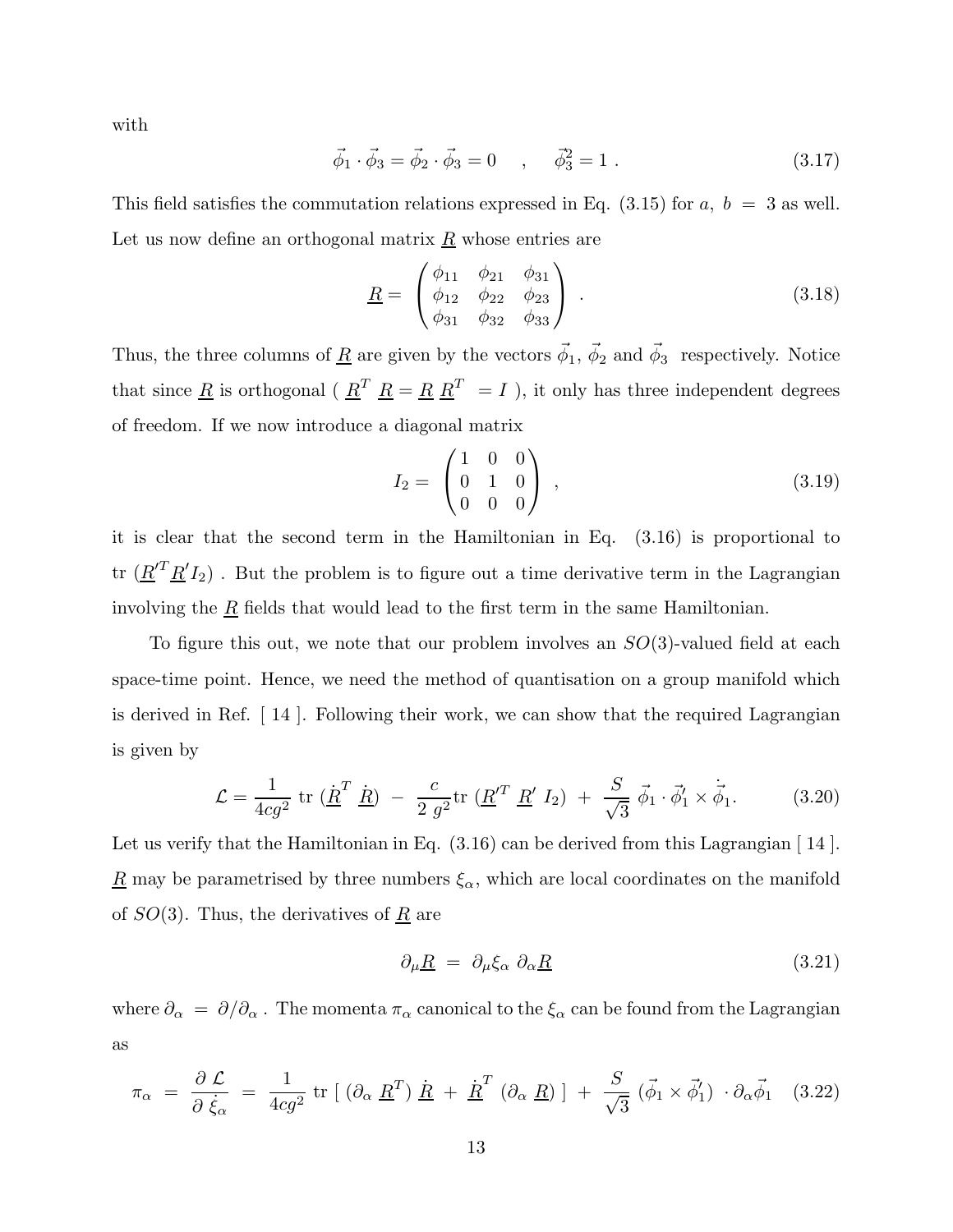with

$$
\vec{\phi}_1 \cdot \vec{\phi}_3 = \vec{\phi}_2 \cdot \vec{\phi}_3 = 0 \quad , \quad \vec{\phi}_3^2 = 1 \; . \tag{3.17}
$$

This field satisfies the commutation relations expressed in Eq. (3.15) for $a,\ b\ =\ 3$ as well. Let us now define an orthogonal matrix $\underline{R}$ whose entries are

$$
\underline{R} = \begin{pmatrix} \phi_{11} & \phi_{21} & \phi_{31} \\ \phi_{12} & \phi_{22} & \phi_{23} \\ \phi_{31} & \phi_{32} & \phi_{33} \end{pmatrix} \; . \tag{3.18}
$$

Thus, the three columns of $\underline{R}$ are given by the vectors $\vec{\phi}_1$, $\vec{\phi}_2$ and $\vec{\phi}_3$ respectively. Notice that since $\underline{R}$ is orthogonal ( $\underline{R}^T\ \underline{R} = \underline{R}\ \underline{R}^T\ = I$ ), it only has three independent degrees of freedom. If we now introduce a diagonal matrix

$$
I_2 = \begin{pmatrix} 1 & 0 & 0 \\ 0 & 1 & 0 \\ 0 & 0 & 0 \end{pmatrix} \; , \tag{3.19}
$$

it is clear that the second term in the Hamiltonian in Eq. (3.16) is proportional to tr $(\underline{R}'^T \underline{R}' I_2)$ . But the problem is to figure out a time derivative term in the Lagrangian involving the $\underline{R}$ fields that would lead to the first term in the same Hamiltonian.

To figure this out, we note that our problem involves an $SO(3)$-valued field at each space-time point. Hence, we need the method of quantisation on a group manifold which is derived in Ref. [ 14 ]. Following their work, we can show that the required Lagrangian is given by

$$
\mathcal{L} = \frac{1}{4cg^2}\ \mathrm{tr}\ (\dot{\underline{R}}^T\ \dot{\underline{R}})\ -\ \frac{c}{2\ g^2}\mathrm{tr}\ (\underline{R}'^T\ \underline{R}'\ I_2)\ +\ \frac{S}{\sqrt{3}}\ \vec{\phi}_1 \cdot \vec{\phi}_1' \times \dot{\vec{\phi}}_1 . \tag{3.20}
$$

Let us verify that the Hamiltonian in Eq. (3.16) can be derived from this Lagrangian [ 14 ]. $\underline{R}$ may be parametrised by three numbers $\xi_\alpha$, which are local coordinates on the manifold of $SO(3)$. Thus, the derivatives of $\underline{R}$ are

$$
\partial_\mu \underline{R}\ =\ \partial_\mu \xi_\alpha\ \partial_\alpha \underline{R} \tag{3.21}
$$

where $\partial_\alpha\ =\ \partial / \partial_\alpha$ . The momenta $\pi_\alpha$ canonical to the $\xi_\alpha$ can be found from the Lagrangian as

$$
\pi_\alpha\ =\ \frac{\partial\ \mathcal{L}}{\partial\ \dot{\xi}_\alpha}\ =\ \frac{1}{4cg^2}\ \mathrm{tr}\ [\ (\partial_\alpha\ \underline{R}^T)\ \dot{\underline{R}}\ +\ \dot{\underline{R}}^T\ (\partial_\alpha\ \underline{R})\ ]\ +\ \frac{S}{\sqrt{3}}\ (\vec{\phi}_1 \times \vec{\phi}_1')\ \cdot \partial_\alpha \vec{\phi}_1 \tag{3.22}
$$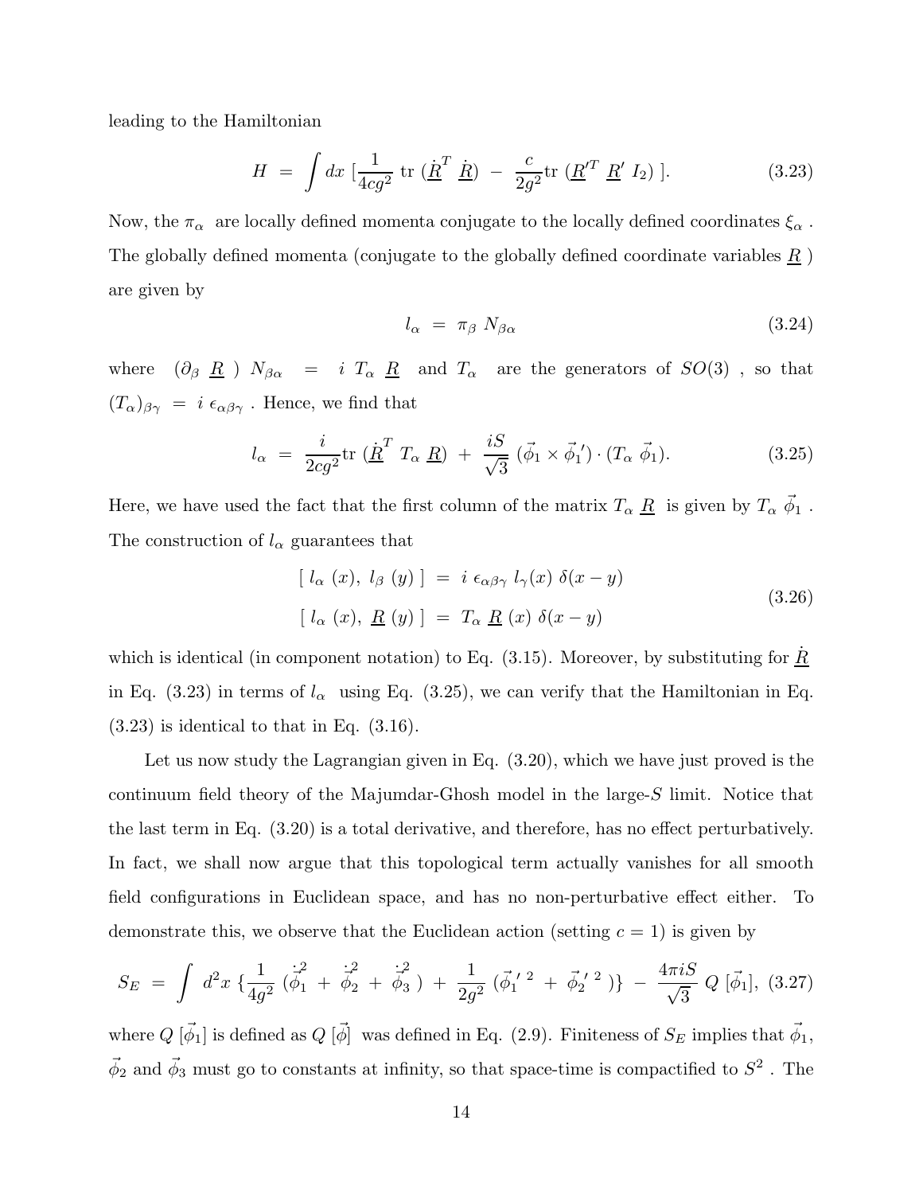leading to the Hamiltonian

$$H \ = \ \int dx \ [\frac{1}{4cg^2} \ \text{tr} \ (\dot{\underline{R}}^T \ \dot{\underline{R}}) \ - \ \frac{c}{2g^2} \text{tr} \ (\underline{R}'^T \ \underline{R}' \ I_2) \ ]. \tag{3.23}$$

Now, the $\pi_\alpha$ are locally defined momenta conjugate to the locally defined coordinates $\xi_\alpha$ . The globally defined momenta (conjugate to the globally defined coordinate variables $\underline{R}$ ) are given by

$$l_\alpha \ = \ \pi_\beta \ N_{\beta\alpha} \tag{3.24}$$

where $(\partial_\beta \ \underline{R} \ ) \ N_{\beta\alpha} \ = \ i \ T_\alpha \ \underline{R}$ and $T_\alpha$ are the generators of $SO(3)$ , so that $(T_\alpha)_{\beta\gamma} \ = \ i \ \epsilon_{\alpha\beta\gamma}$ . Hence, we find that

$$l_\alpha \ = \ \frac{i}{2cg^2} \text{tr} \ (\dot{\underline{R}}^T \ T_\alpha \ \underline{R}) \ + \ \frac{iS}{\sqrt{3}} \ (\vec{\phi}_1 \times \vec{\phi}_1{}') \cdot (T_\alpha \ \vec{\phi}_1). \tag{3.25}$$

Here, we have used the fact that the first column of the matrix $T_\alpha \ \underline{R}$ is given by $T_\alpha \ \vec{\phi}_1$ . The construction of $l_\alpha$ guarantees that

$$\begin{aligned} [\ l_\alpha \ (x), \ l_\beta \ (y) \ ] \ &= \ i \ \epsilon_{\alpha\beta\gamma} \ l_\gamma(x) \ \delta(x-y) \\ [\ l_\alpha \ (x), \ \underline{R} \ (y) \ ] \ &= \ T_\alpha \ \underline{R} \ (x) \ \delta(x-y) \end{aligned} \tag{3.26}$$

which is identical (in component notation) to Eq. (3.15). Moreover, by substituting for $\dot{\underline{R}}$ in Eq. (3.23) in terms of $l_\alpha$ using Eq. (3.25), we can verify that the Hamiltonian in Eq. (3.23) is identical to that in Eq. (3.16).

Let us now study the Lagrangian given in Eq. (3.20), which we have just proved is the continuum field theory of the Majumdar-Ghosh model in the large-$S$ limit. Notice that the last term in Eq. (3.20) is a total derivative, and therefore, has no effect perturbatively. In fact, we shall now argue that this topological term actually vanishes for all smooth field configurations in Euclidean space, and has no non-perturbative effect either. To demonstrate this, we observe that the Euclidean action (setting $c = 1$) is given by

$$S_E \ = \ \int \ d^2x \ \{ \frac{1}{4g^2} \ (\dot{\vec{\phi}}_1^2 \ + \ \dot{\vec{\phi}}_2^2 \ + \ \dot{\vec{\phi}}_3^2 \ ) \ + \ \frac{1}{2g^2} \ (\vec{\phi}_1{}'^{\,2} \ + \ \vec{\phi}_2{}'^{\,2} \ )\} \ - \ \frac{4\pi i S}{\sqrt{3}} \ Q \ [\vec{\phi}_1], \tag{3.27}$$

where $Q \ [\vec{\phi}_1]$ is defined as $Q \ [\vec{\phi}]$ was defined in Eq. (2.9). Finiteness of $S_E$ implies that $\vec{\phi}_1$, $\vec{\phi}_2$ and $\vec{\phi}_3$ must go to constants at infinity, so that space-time is compactified to $S^2$ . The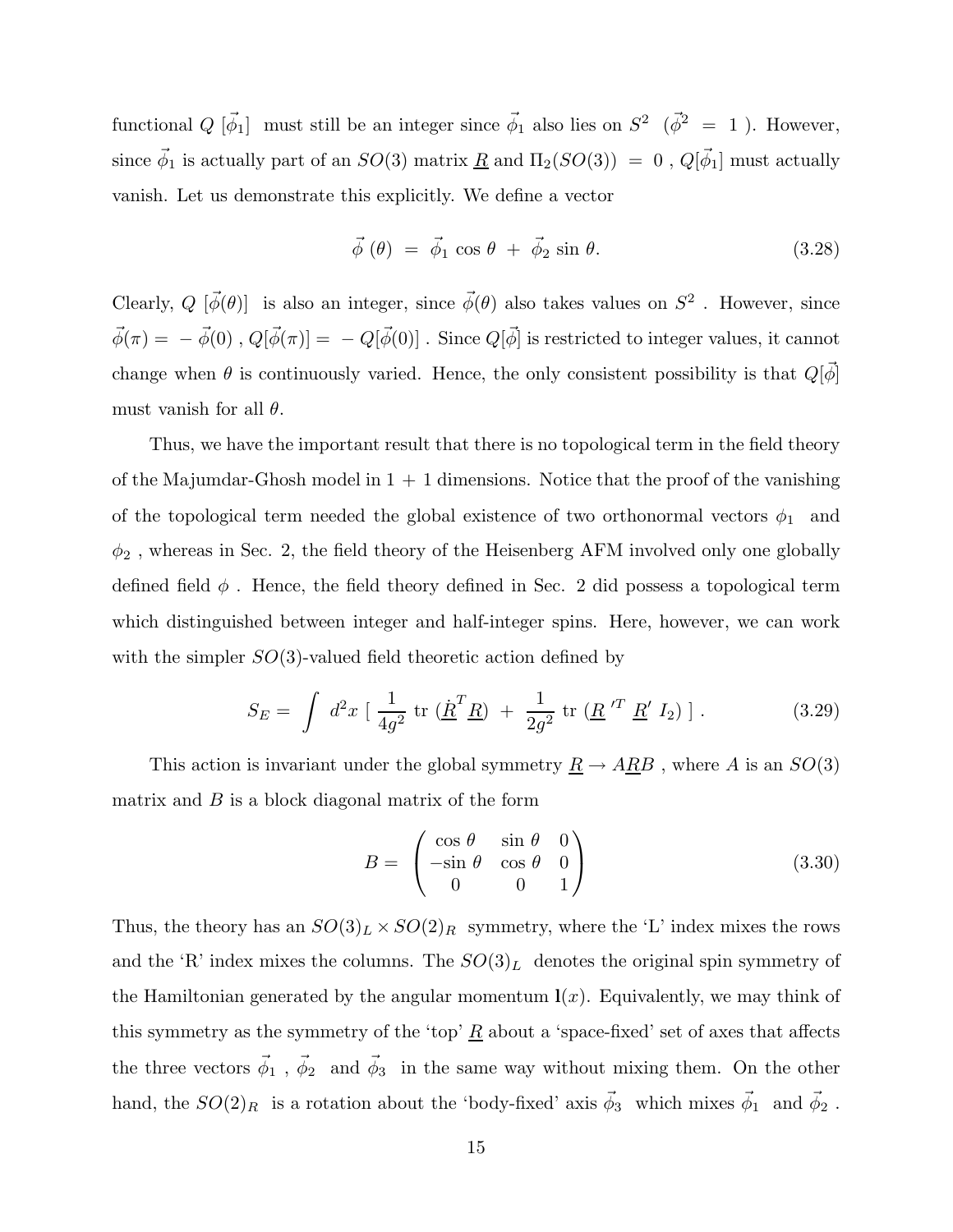functional $Q\ [\vec{\phi}_1]$ must still be an integer since $\vec{\phi}_1$ also lies on $S^2$ ($\vec{\phi}^2 = 1$). However, since $\vec{\phi}_1$ is actually part of an $SO(3)$ matrix $\underline{R}$ and $\Pi_2(SO(3)) = 0$, $Q[\vec{\phi}_1]$ must actually vanish. Let us demonstrate this explicitly. We define a vector

$$
\vec{\phi}\,(\theta) \;=\; \vec{\phi}_1 \cos\theta \;+\; \vec{\phi}_2 \sin\theta. \tag{3.28}
$$

Clearly, $Q\ [\vec{\phi}(\theta)]$ is also an integer, since $\vec{\phi}(\theta)$ also takes values on $S^2$. However, since $\vec{\phi}(\pi) = -\vec{\phi}(0)$, $Q[\vec{\phi}(\pi)] = -Q[\vec{\phi}(0)]$. Since $Q[\vec{\phi}]$ is restricted to integer values, it cannot change when $\theta$ is continuously varied. Hence, the only consistent possibility is that $Q[\vec{\phi}]$ must vanish for all $\theta$.

Thus, we have the important result that there is no topological term in the field theory of the Majumdar-Ghosh model in 1 + 1 dimensions. Notice that the proof of the vanishing of the topological term needed the global existence of two orthonormal vectors $\phi_1$ and $\phi_2$, whereas in Sec. 2, the field theory of the Heisenberg AFM involved only one globally defined field $\phi$. Hence, the field theory defined in Sec. 2 did possess a topological term which distinguished between integer and half-integer spins. Here, however, we can work with the simpler $SO(3)$-valued field theoretic action defined by

$$
S_E = \int d^2x \ [\ \frac{1}{4g^2}\ \mathrm{tr}\ (\dot{\underline{R}}^T\ \underline{R}) \ + \ \frac{1}{2g^2}\ \mathrm{tr}\ (\underline{R}\ '^T\ \underline{R}'\ I_2)\ ]\ . \tag{3.29}
$$

This action is invariant under the global symmetry $\underline{R} \rightarrow A\underline{R}B$, where $A$ is an $SO(3)$ matrix and $B$ is a block diagonal matrix of the form

$$
B = \begin{pmatrix} \cos\theta & \sin\theta & 0 \\ -\sin\theta & \cos\theta & 0 \\ 0 & 0 & 1 \end{pmatrix} \tag{3.30}
$$

Thus, the theory has an $SO(3)_L \times SO(2)_R$ symmetry, where the 'L' index mixes the rows and the 'R' index mixes the columns. The $SO(3)_L$ denotes the original spin symmetry of the Hamiltonian generated by the angular momentum $\mathbf{l}(x)$. Equivalently, we may think of this symmetry as the symmetry of the 'top' $\underline{R}$ about a 'space-fixed' set of axes that affects the three vectors $\vec{\phi}_1$, $\vec{\phi}_2$ and $\vec{\phi}_3$ in the same way without mixing them. On the other hand, the $SO(2)_R$ is a rotation about the 'body-fixed' axis $\vec{\phi}_3$ which mixes $\vec{\phi}_1$ and $\vec{\phi}_2$.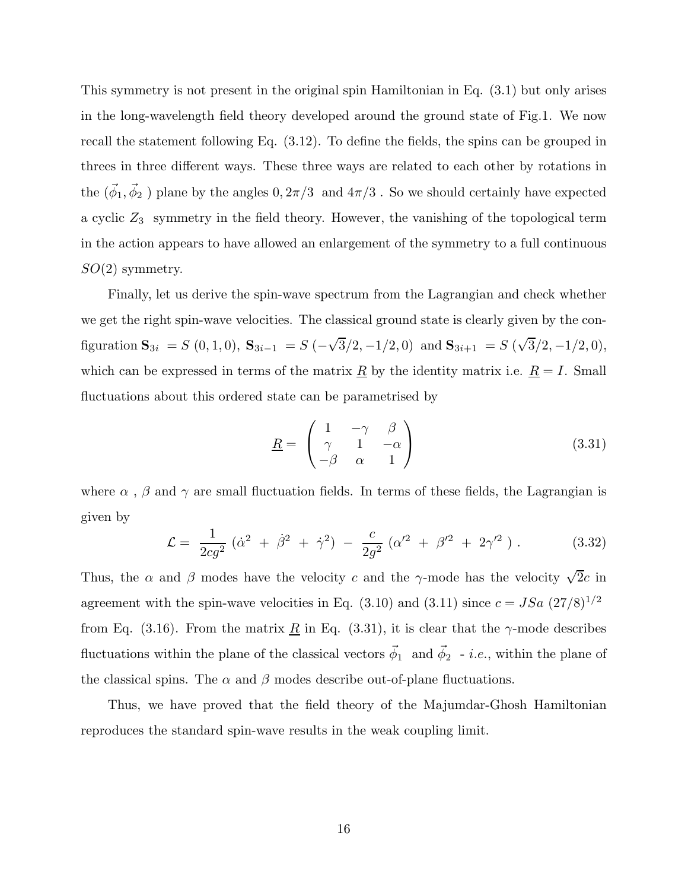This symmetry is not present in the original spin Hamiltonian in Eq. (3.1) but only arises in the long-wavelength field theory developed around the ground state of Fig.1. We now recall the statement following Eq. (3.12). To define the fields, the spins can be grouped in threes in three different ways. These three ways are related to each other by rotations in the ($\vec{\phi}_1, \vec{\phi}_2$ ) plane by the angles $0, 2\pi/3$ and $4\pi/3$ . So we should certainly have expected a cyclic $Z_3$ symmetry in the field theory. However, the vanishing of the topological term in the action appears to have allowed an enlargement of the symmetry to a full continuous $SO(2)$ symmetry.

Finally, let us derive the spin-wave spectrum from the Lagrangian and check whether we get the right spin-wave velocities. The classical ground state is clearly given by the configuration $\mathbf{S}_{3i} = S\,(0,1,0)$, $\mathbf{S}_{3i-1} = S\,(-\sqrt{3}/2,-1/2,0)$ and $\mathbf{S}_{3i+1} = S\,(\sqrt{3}/2,-1/2,0)$, which can be expressed in terms of the matrix $\underline{R}$ by the identity matrix i.e. $\underline{R} = I$. Small fluctuations about this ordered state can be parametrised by

$$\underline{R} = \begin{pmatrix} 1 & -\gamma & \beta \\ \gamma & 1 & -\alpha \\ -\beta & \alpha & 1 \end{pmatrix} \tag{3.31}$$

where $\alpha$ , $\beta$ and $\gamma$ are small fluctuation fields. In terms of these fields, the Lagrangian is given by

$$\mathcal{L} = \frac{1}{2cg^2}\,(\dot{\alpha}^2 + \dot{\beta}^2 + \dot{\gamma}^2) - \frac{c}{2g^2}\,(\alpha'^2 + \beta'^2 + 2\gamma'^2\,)\,. \tag{3.32}$$

Thus, the $\alpha$ and $\beta$ modes have the velocity $c$ and the $\gamma$-mode has the velocity $\sqrt{2}c$ in agreement with the spin-wave velocities in Eq. (3.10) and (3.11) since $c = JSa\,(27/8)^{1/2}$ from Eq. (3.16). From the matrix $\underline{R}$ in Eq. (3.31), it is clear that the $\gamma$-mode describes fluctuations within the plane of the classical vectors $\vec{\phi}_1$ and $\vec{\phi}_2$ - *i.e.*, within the plane of the classical spins. The $\alpha$ and $\beta$ modes describe out-of-plane fluctuations.

Thus, we have proved that the field theory of the Majumdar-Ghosh Hamiltonian reproduces the standard spin-wave results in the weak coupling limit.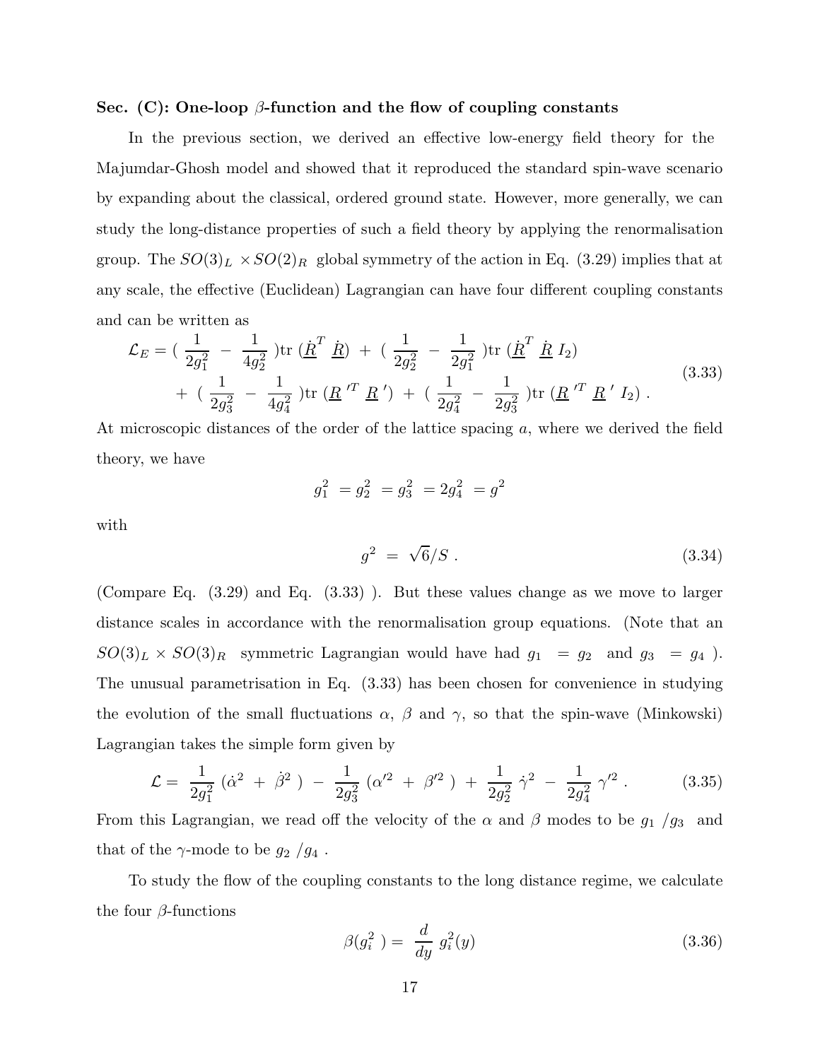**Sec. (C): One-loop $\beta$-function and the flow of coupling constants**

In the previous section, we derived an effective low-energy field theory for the Majumdar-Ghosh model and showed that it reproduced the standard spin-wave scenario by expanding about the classical, ordered ground state. However, more generally, we can study the long-distance properties of such a field theory by applying the renormalisation group. The $SO(3)_L \times SO(2)_R$ global symmetry of the action in Eq. (3.29) implies that at any scale, the effective (Euclidean) Lagrangian can have four different coupling constants and can be written as

$$
\begin{aligned}
\mathcal{L}_E = & \left( \frac{1}{2g_1^2} - \frac{1}{4g_2^2} \right) \mathrm{tr}\, (\dot{\underline{R}}^T \dot{\underline{R}}) + \left( \frac{1}{2g_2^2} - \frac{1}{2g_1^2} \right) \mathrm{tr}\, (\dot{\underline{R}}^T \dot{\underline{R}} I_2) \\
& + \left( \frac{1}{2g_3^2} - \frac{1}{4g_4^2} \right) \mathrm{tr}\, (\underline{R}'^T \underline{R}') + \left( \frac{1}{2g_4^2} - \frac{1}{2g_3^2} \right) \mathrm{tr}\, (\underline{R}'^T \underline{R}' I_2) \; .
\end{aligned}
\tag{3.33}
$$

At microscopic distances of the order of the lattice spacing $a$, where we derived the field theory, we have

$$
g_1^2 = g_2^2 = g_3^2 = 2g_4^2 = g^2
$$

with

$$
g^2 = \sqrt{6}/S \; . \tag{3.34}
$$

(Compare Eq. (3.29) and Eq. (3.33) ). But these values change as we move to larger distance scales in accordance with the renormalisation group equations. (Note that an $SO(3)_L \times SO(3)_R$ symmetric Lagrangian would have had $g_1 = g_2$ and $g_3 = g_4$ ). The unusual parametrisation in Eq. (3.33) has been chosen for convenience in studying the evolution of the small fluctuations $\alpha$, $\beta$ and $\gamma$, so that the spin-wave (Minkowski) Lagrangian takes the simple form given by

$$
\mathcal{L} = \frac{1}{2g_1^2} (\dot{\alpha}^2 + \dot{\beta}^2) - \frac{1}{2g_3^2} (\alpha'^2 + \beta'^2) + \frac{1}{2g_2^2} \dot{\gamma}^2 - \frac{1}{2g_4^2} \gamma'^2 \; . \tag{3.35}
$$

From this Lagrangian, we read off the velocity of the $\alpha$ and $\beta$ modes to be $g_1/g_3$ and that of the $\gamma$-mode to be $g_2/g_4$ .

To study the flow of the coupling constants to the long distance regime, we calculate the four $\beta$-functions

$$
\beta(g_i^2) = \frac{d}{dy} g_i^2(y) \tag{3.36}
$$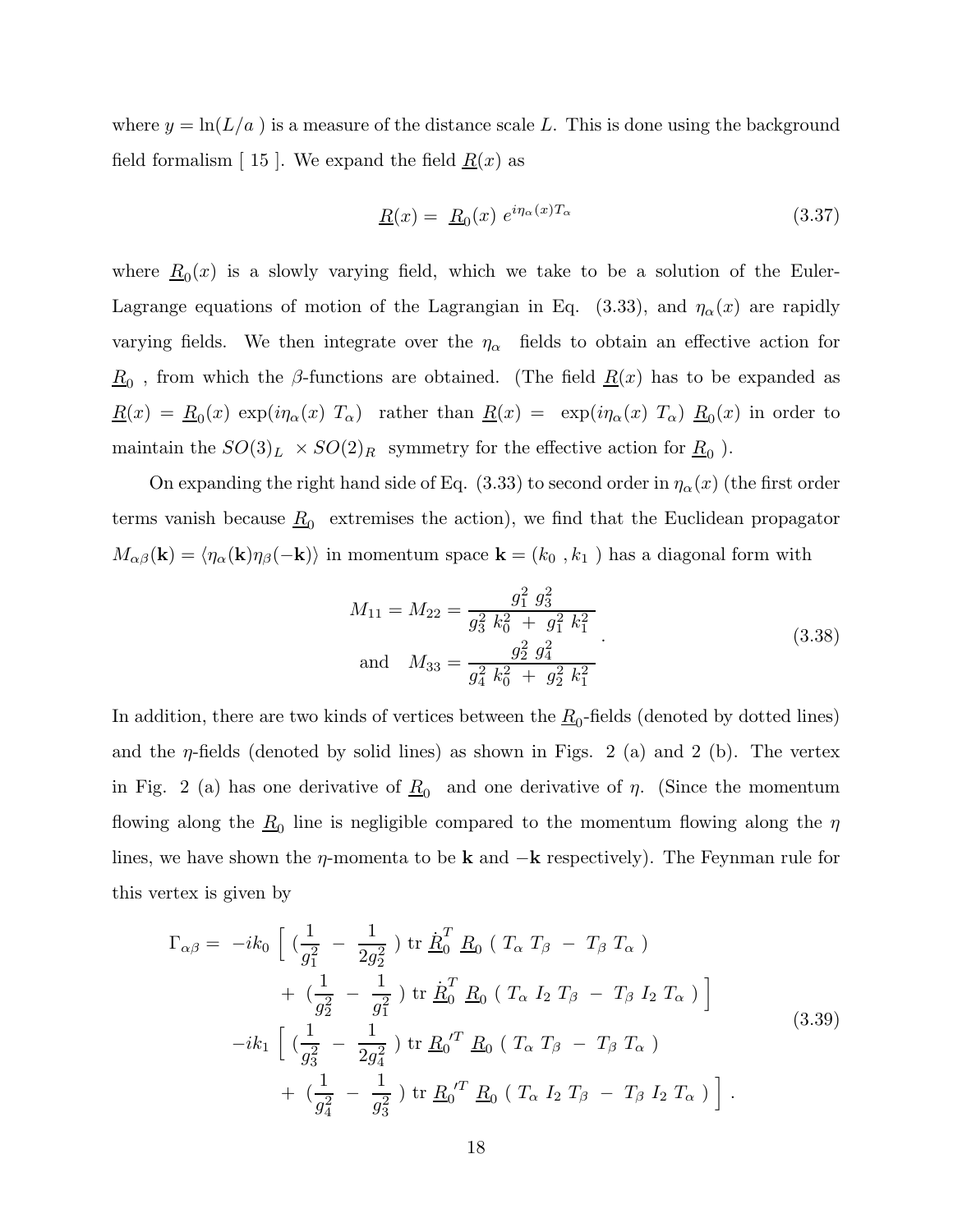where $y = \ln(L/a\ )$ is a measure of the distance scale $L$. This is done using the background field formalism [ 15 ]. We expand the field $\underline{R}(x)$ as

$$\underline{R}(x) = \ \underline{R}_0(x)\ e^{i\eta_\alpha(x) T_\alpha} \tag{3.37}$$

where $\underline{R}_0(x)$ is a slowly varying field, which we take to be a solution of the Euler-Lagrange equations of motion of the Lagrangian in Eq. (3.33), and $\eta_\alpha(x)$ are rapidly varying fields. We then integrate over the $\eta_\alpha$ fields to obtain an effective action for $\underline{R}_0$ , from which the $\beta$-functions are obtained. (The field $\underline{R}(x)$ has to be expanded as $\underline{R}(x) = \underline{R}_0(x)\ \exp(i\eta_\alpha(x)\ T_\alpha)$ rather than $\underline{R}(x) = \ \exp(i\eta_\alpha(x)\ T_\alpha)\ \underline{R}_0(x)$ in order to maintain the $SO(3)_L\ \times SO(2)_R$ symmetry for the effective action for $\underline{R}_0$ ).

On expanding the right hand side of Eq. (3.33) to second order in $\eta_\alpha(x)$ (the first order terms vanish because $\underline{R}_0$ extremises the action), we find that the Euclidean propagator $M_{\alpha\beta}(\mathbf{k}) = \langle \eta_\alpha(\mathbf{k})\eta_\beta(-\mathbf{k})\rangle$ in momentum space $\mathbf{k} = (k_0\ , k_1\ )$ has a diagonal form with

$$\begin{aligned} M_{11} = M_{22} &= \frac{g_1^2\ g_3^2}{g_3^2\ k_0^2\ +\ g_1^2\ k_1^2} \\ \text{and} \quad M_{33} &= \frac{g_2^2\ g_4^2}{g_4^2\ k_0^2\ +\ g_2^2\ k_1^2} \end{aligned}\ . \tag{3.38}$$

In addition, there are two kinds of vertices between the $\underline{R}_0$-fields (denoted by dotted lines) and the $\eta$-fields (denoted by solid lines) as shown in Figs. 2 (a) and 2 (b). The vertex in Fig. 2 (a) has one derivative of $\underline{R}_0$ and one derivative of $\eta$. (Since the momentum flowing along the $\underline{R}_0$ line is negligible compared to the momentum flowing along the $\eta$ lines, we have shown the $\eta$-momenta to be $\mathbf{k}$ and $-\mathbf{k}$ respectively). The Feynman rule for this vertex is given by

$$\begin{aligned} \Gamma_{\alpha\beta} = \ -ik_0 \Big[ \ &(\frac{1}{g_1^2}\ -\ \frac{1}{2g_2^2}\ )\ \mathrm{tr}\ \dot{\underline{R}}_0^T\ \underline{R}_0\ (\ T_\alpha\ T_\beta\ -\ T_\beta\ T_\alpha\ ) \\ &+\ (\frac{1}{g_2^2}\ -\ \frac{1}{g_1^2}\ )\ \mathrm{tr}\ \dot{\underline{R}}_0^T\ \underline{R}_0\ (\ T_\alpha\ I_2\ T_\beta\ -\ T_\beta\ I_2\ T_\alpha\ )\ \Big] \\ -ik_1 \Big[ \ &(\frac{1}{g_3^2}\ -\ \frac{1}{2g_4^2}\ )\ \mathrm{tr}\ \underline{R}_0'^T\ \underline{R}_0\ (\ T_\alpha\ T_\beta\ -\ T_\beta\ T_\alpha\ ) \\ &+\ (\frac{1}{g_4^2}\ -\ \frac{1}{g_3^2}\ )\ \mathrm{tr}\ \underline{R}_0'^T\ \underline{R}_0\ (\ T_\alpha\ I_2\ T_\beta\ -\ T_\beta\ I_2\ T_\alpha\ )\ \Big]\ . \end{aligned} \tag{3.39}$$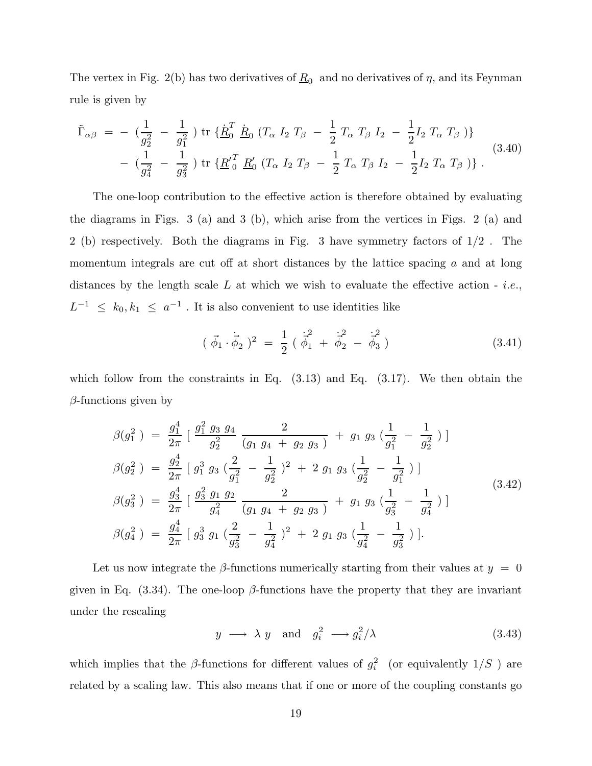The vertex in Fig. 2(b) has two derivatives of $\underline{R}_0$ and no derivatives of $\eta$, and its Feynman rule is given by

$$
\begin{aligned}
\tilde{\Gamma}_{\alpha\beta} \;=\; & -\;(\frac{1}{g_2^2} \;-\; \frac{1}{g_1^2}\;)\;\mathrm{tr}\;\{\dot{\underline{R}}_0^T\;\dot{\underline{R}}_0\;(T_\alpha\;I_2\;T_\beta\;-\;\frac{1}{2}\;T_\alpha\;T_\beta\;I_2\;-\;\frac{1}{2}I_2\;T_\alpha\;T_\beta\;)\} \\
& -\;(\frac{1}{g_4^2} \;-\; \frac{1}{g_3^2}\;)\;\mathrm{tr}\;\{\underline{R}'^T_0\;\underline{R}'_0\;(T_\alpha\;I_2\;T_\beta\;-\;\frac{1}{2}\;T_\alpha\;T_\beta\;I_2\;-\;\frac{1}{2}I_2\;T_\alpha\;T_\beta\;)\}\;.
\end{aligned}
\tag{3.40}
$$

The one-loop contribution to the effective action is therefore obtained by evaluating the diagrams in Figs. 3 (a) and 3 (b), which arise from the vertices in Figs. 2 (a) and 2 (b) respectively. Both the diagrams in Fig. 3 have symmetry factors of 1/2 . The momentum integrals are cut off at short distances by the lattice spacing $a$ and at long distances by the length scale $L$ at which we wish to evaluate the effective action - *i.e.*, $L^{-1} \;\leq\; k_0, k_1 \;\leq\; a^{-1}$ . It is also convenient to use identities like

$$
(\;\dot{\vec{\phi}}_1 \cdot \dot{\vec{\phi}}_2\;)^2 \;=\; \frac{1}{2}\;(\;\dot{\vec{\phi}}_1^{\,2} \;+\; \dot{\vec{\phi}}_2^{\,2} \;-\; \dot{\vec{\phi}}_3^{\,2}\;)
\tag{3.41}
$$

which follow from the constraints in Eq. (3.13) and Eq. (3.17). We then obtain the $\beta$-functions given by

$$
\begin{aligned}
\beta(g_1^2\;) \;&=\; \frac{g_1^4}{2\pi}\;[\;\frac{g_1^2\;g_3\;g_4}{g_2^2}\;\frac{2}{(g_1\;g_4\;+\;g_2\;g_3\;)}\;+\;g_1\;g_3\;(\frac{1}{g_1^2}\;-\;\frac{1}{g_2^2}\;)\;] \\
\beta(g_2^2\;) \;&=\; \frac{g_2^4}{2\pi}\;[\;g_1^3\;g_3\;(\frac{2}{g_1^2}\;-\;\frac{1}{g_2^2}\;)^2\;+\;2\;g_1\;g_3\;(\frac{1}{g_2^2}\;-\;\frac{1}{g_1^2}\;)\;] \\
\beta(g_3^2\;) \;&=\; \frac{g_3^4}{2\pi}\;[\;\frac{g_3^2\;g_1\;g_2}{g_4^2}\;\frac{2}{(g_1\;g_4\;+\;g_2\;g_3\;)}\;+\;g_1\;g_3\;(\frac{1}{g_3^2}\;-\;\frac{1}{g_4^2}\;)\;] \\
\beta(g_4^2\;) \;&=\; \frac{g_4^4}{2\pi}\;[\;g_3^3\;g_1\;(\frac{2}{g_3^2}\;-\;\frac{1}{g_4^2}\;)^2\;+\;2\;g_1\;g_3\;(\frac{1}{g_4^2}\;-\;\frac{1}{g_3^2}\;)\;].
\end{aligned}
\tag{3.42}
$$

Let us now integrate the $\beta$-functions numerically starting from their values at $y \;=\; 0$ given in Eq. (3.34). The one-loop $\beta$-functions have the property that they are invariant under the rescaling

$$
y \;\longrightarrow\; \lambda\;y \quad \text{and} \quad g_i^2 \;\longrightarrow g_i^2/\lambda
\tag{3.43}
$$

which implies that the $\beta$-functions for different values of $g_i^2$ (or equivalently $1/S$ ) are related by a scaling law. This also means that if one or more of the coupling constants go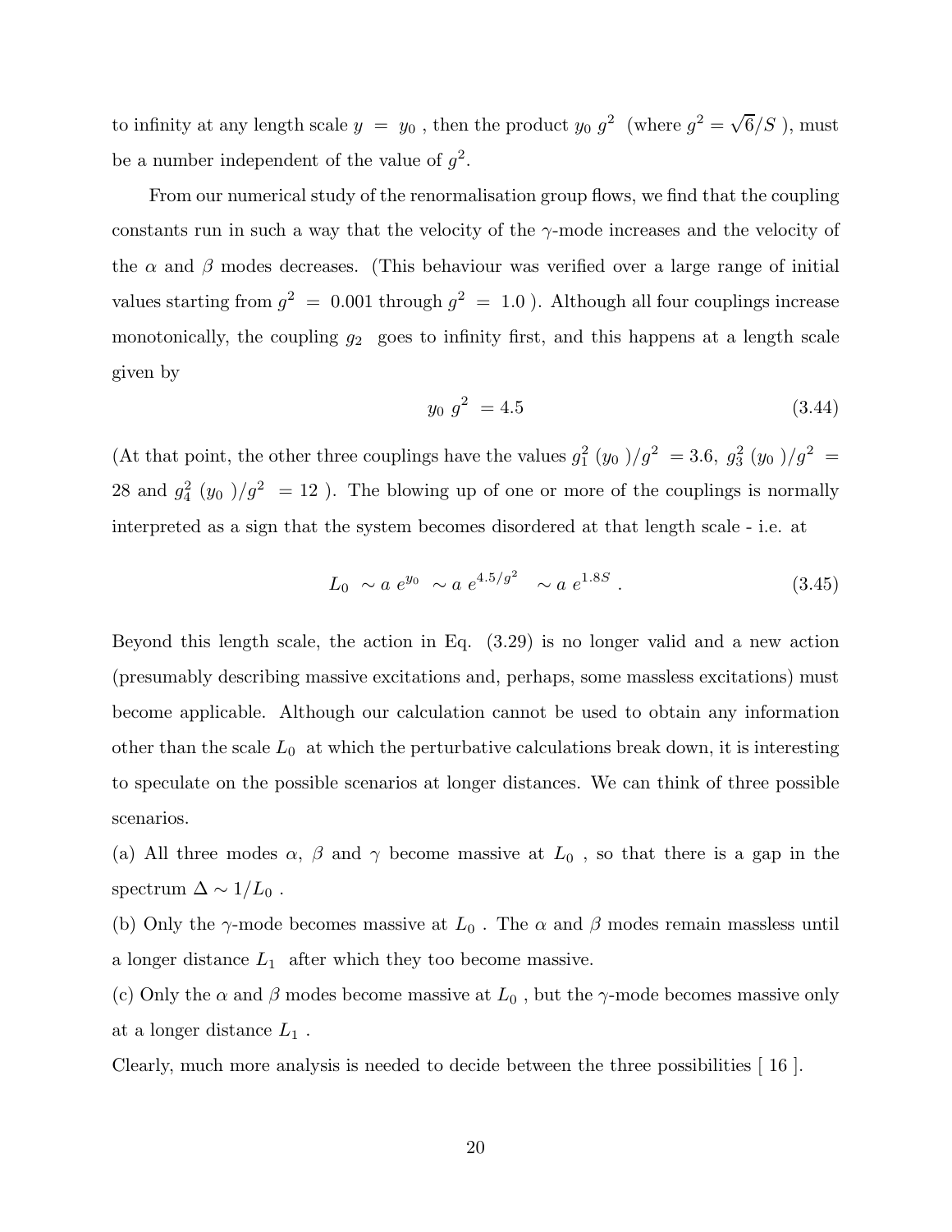to infinity at any length scale $y = y_0$ , then the product $y_0 \, g^2$ (where $g^2 = \sqrt{6}/S$ ), must be a number independent of the value of $g^2$.

From our numerical study of the renormalisation group flows, we find that the coupling constants run in such a way that the velocity of the $\gamma$-mode increases and the velocity of the $\alpha$ and $\beta$ modes decreases. (This behaviour was verified over a large range of initial values starting from $g^2 = 0.001$ through $g^2 = 1.0$ ). Although all four couplings increase monotonically, the coupling $g_2$ goes to infinity first, and this happens at a length scale given by

$$y_0 \, g^2 = 4.5 \tag{3.44}$$

(At that point, the other three couplings have the values $g_1^2 \, (y_0 \,)/g^2 = 3.6$, $g_3^2 \, (y_0 \,)/g^2 = 28$ and $g_4^2 \, (y_0 \,)/g^2 = 12$ ). The blowing up of one or more of the couplings is normally interpreted as a sign that the system becomes disordered at that length scale - i.e. at

$$L_0 \sim a \, e^{y_0} \sim a \, e^{4.5/g^2} \sim a \, e^{1.8S} \; . \tag{3.45}$$

Beyond this length scale, the action in Eq. (3.29) is no longer valid and a new action (presumably describing massive excitations and, perhaps, some massless excitations) must become applicable. Although our calculation cannot be used to obtain any information other than the scale $L_0$ at which the perturbative calculations break down, it is interesting to speculate on the possible scenarios at longer distances. We can think of three possible scenarios.

(a) All three modes $\alpha$, $\beta$ and $\gamma$ become massive at $L_0$ , so that there is a gap in the spectrum $\Delta \sim 1/L_0$ .

(b) Only the $\gamma$-mode becomes massive at $L_0$ . The $\alpha$ and $\beta$ modes remain massless until a longer distance $L_1$ after which they too become massive.

(c) Only the $\alpha$ and $\beta$ modes become massive at $L_0$ , but the $\gamma$-mode becomes massive only at a longer distance $L_1$ .

Clearly, much more analysis is needed to decide between the three possibilities [ 16 ].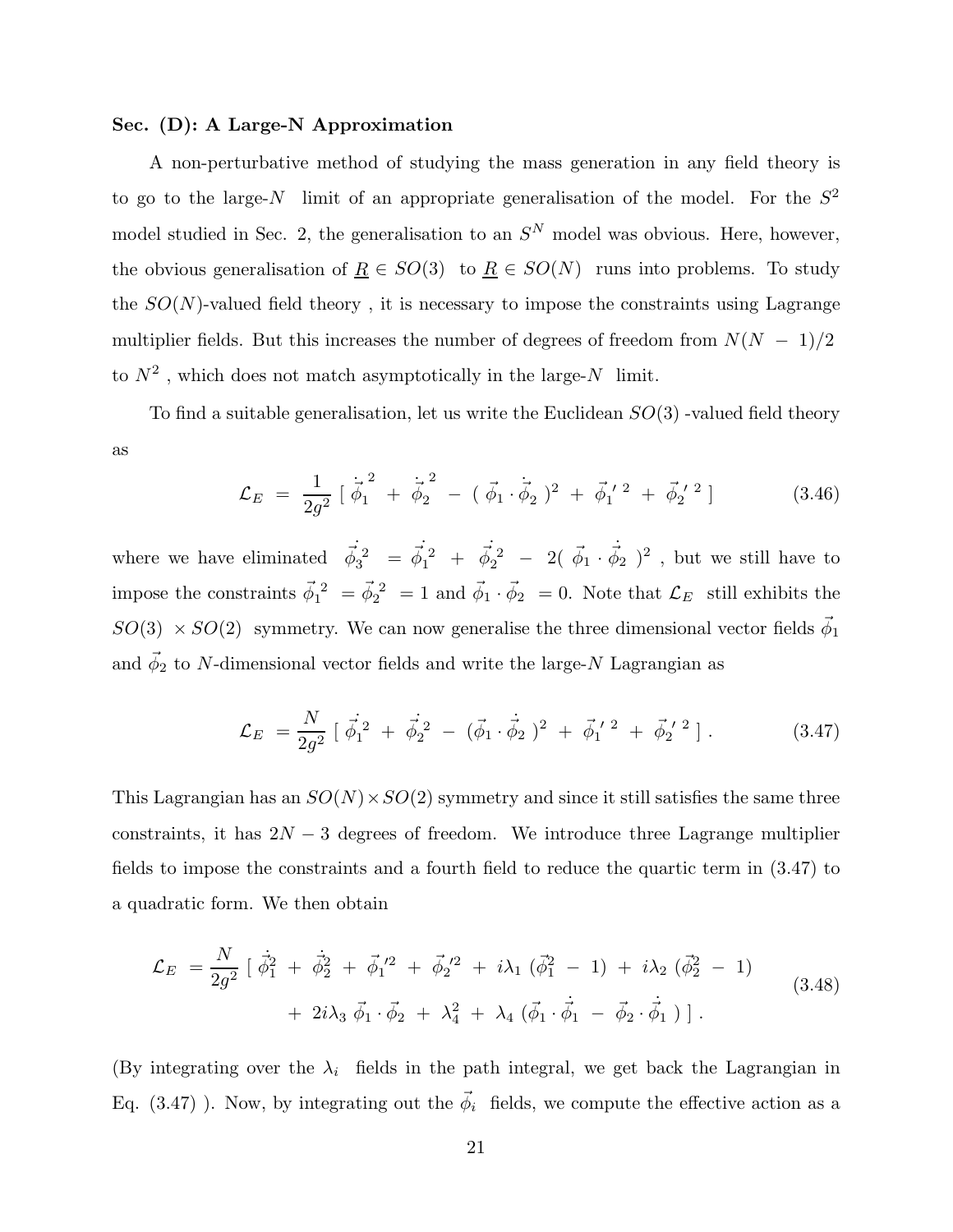**Sec. (D): A Large-N Approximation**

A non-perturbative method of studying the mass generation in any field theory is to go to the large-$N$ limit of an appropriate generalisation of the model. For the $S^2$ model studied in Sec. 2, the generalisation to an $S^N$ model was obvious. Here, however, the obvious generalisation of $\underline{R} \in SO(3)$ to $\underline{R} \in SO(N)$ runs into problems. To study the $SO(N)$-valued field theory , it is necessary to impose the constraints using Lagrange multiplier fields. But this increases the number of degrees of freedom from $N(N-1)/2$ to $N^2$ , which does not match asymptotically in the large-$N$ limit.

To find a suitable generalisation, let us write the Euclidean $SO(3)$ -valued field theory as

$$\mathcal{L}_E \;=\; \frac{1}{2g^2}\,[\;\dot{\vec{\phi}}_1^{\,2} \;+\; \dot{\vec{\phi}}_2^{\,2} \;-\; (\;\vec{\phi}_1 \cdot \dot{\vec{\phi}}_2\;)^2 \;+\; \vec{\phi}_1^{\,\prime\,2} \;+\; \vec{\phi}_2^{\,\prime\,2}\;] \tag{3.46}$$

where we have eliminated $\dot{\vec{\phi}}_3^{\,2} = \dot{\vec{\phi}}_1^{\,2} + \dot{\vec{\phi}}_2^{\,2} - 2(\;\vec{\phi}_1 \cdot \dot{\vec{\phi}}_2\;)^2$ , but we still have to impose the constraints $\vec{\phi}_1^{\,2} = \vec{\phi}_2^{\,2} = 1$ and $\vec{\phi}_1 \cdot \vec{\phi}_2 = 0$. Note that $\mathcal{L}_E$ still exhibits the $SO(3) \times SO(2)$ symmetry. We can now generalise the three dimensional vector fields $\vec{\phi}_1$ and $\vec{\phi}_2$ to $N$-dimensional vector fields and write the large-$N$ Lagrangian as

$$\mathcal{L}_E \;=\frac{N}{2g^2}\,[\;\dot{\vec{\phi}}_1^{\,2} \;+\; \dot{\vec{\phi}}_2^{\,2} \;-\; (\vec{\phi}_1 \cdot \dot{\vec{\phi}}_2\;)^2 \;+\; \vec{\phi}_1^{\,\prime\,2} \;+\; \vec{\phi}_2^{\,\prime\,2}\;]\,. \tag{3.47}$$

This Lagrangian has an $SO(N) \times SO(2)$ symmetry and since it still satisfies the same three constraints, it has $2N-3$ degrees of freedom. We introduce three Lagrange multiplier fields to impose the constraints and a fourth field to reduce the quartic term in (3.47) to a quadratic form. We then obtain

$$\begin{aligned}\mathcal{L}_E \;=\frac{N}{2g^2}\,[\;&\dot{\vec{\phi}}_1^{2} \;+\; \dot{\vec{\phi}}_2^{2} \;+\; \vec{\phi}_1^{\prime 2} \;+\; \vec{\phi}_2^{\prime 2} \;+\; i\lambda_1\,(\vec{\phi}_1^{2} \;-\; 1) \;+\; i\lambda_2\,(\vec{\phi}_2^{2} \;-\; 1) \\ &+\; 2i\lambda_3\,\vec{\phi}_1 \cdot \vec{\phi}_2 \;+\; \lambda_4^2 \;+\; \lambda_4\,(\vec{\phi}_1 \cdot \dot{\vec{\phi}}_1 \;-\; \vec{\phi}_2 \cdot \dot{\vec{\phi}}_1\;)\;]\,.\end{aligned} \tag{3.48}$$

(By integrating over the $\lambda_i$ fields in the path integral, we get back the Lagrangian in Eq. (3.47) ). Now, by integrating out the $\vec{\phi}_i$ fields, we compute the effective action as a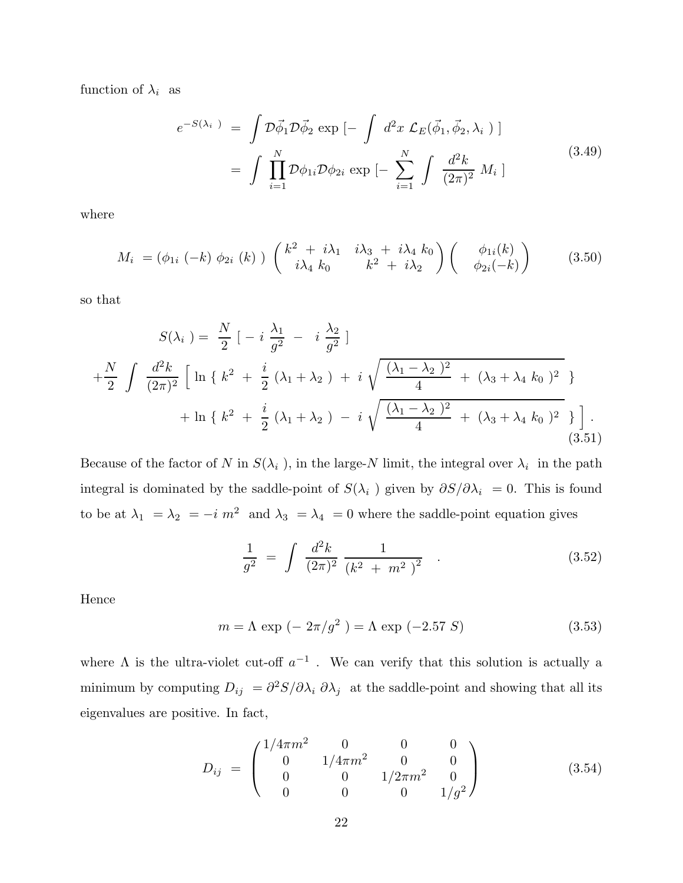function of $\lambda_i$ as

$$
\begin{aligned}
e^{-S(\lambda_i\ )} \ &= \ \int \mathcal{D}\vec{\phi}_1 \mathcal{D}\vec{\phi}_2 \ \exp\ [- \ \int \ d^2x \ \mathcal{L}_E(\vec{\phi}_1, \vec{\phi}_2, \lambda_i\ )\ ] \\
&= \ \int \ \prod_{i=1}^{N} \mathcal{D}\phi_{1i} \mathcal{D}\phi_{2i} \ \exp\ [- \ \sum_{i=1}^{N} \ \int \ \frac{d^2k}{(2\pi)^2} \ M_i\ ]
\end{aligned}
\tag{3.49}
$$

where

$$
M_i \ = (\phi_{1i}\ (-k)\ \phi_{2i}\ (k)\ ) \ \begin{pmatrix} k^2 \ + \ i\lambda_1 & i\lambda_3 \ + \ i\lambda_4 \ k_0 \\ i\lambda_4 \ k_0 & k^2 \ + \ i\lambda_2 \end{pmatrix} \begin{pmatrix} \phi_{1i}(k) \\ \phi_{2i}(-k) \end{pmatrix}
\tag{3.50}
$$

so that

$$
\begin{aligned}
S(\lambda_i\ ) = \ &\frac{N}{2}\ [\ - \ i\ \frac{\lambda_1}{g^2} \ - \ \ i\ \frac{\lambda_2}{g^2}\ ] \\
+\frac{N}{2} \ \int \ \frac{d^2k}{(2\pi)^2} \ \Big[\ &\ln\ \{\ k^2 \ + \ \frac{i}{2}\ (\lambda_1 + \lambda_2\ ) \ + \ i\ \sqrt{\ \frac{(\lambda_1 - \lambda_2\ )^2}{4} \ + \ (\lambda_3 + \lambda_4\ k_0\ )^2\ }\ \ \} \\
&+ \ln\ \{\ k^2 \ + \ \frac{i}{2}\ (\lambda_1 + \lambda_2\ ) \ - \ i\ \sqrt{\ \frac{(\lambda_1 - \lambda_2\ )^2}{4} \ + \ (\lambda_3 + \lambda_4\ k_0\ )^2\ }\ \ \}\ \Big] \ .
\end{aligned}
\tag{3.51}
$$

Because of the factor of $N$ in $S(\lambda_i\ )$, in the large-$N$ limit, the integral over $\lambda_i$ in the path integral is dominated by the saddle-point of $S(\lambda_i\ )$ given by $\partial S/\partial\lambda_i \ = 0$. This is found to be at $\lambda_1 \ = \lambda_2 \ = -i\ m^2$ and $\lambda_3 \ = \lambda_4 \ = 0$ where the saddle-point equation gives

$$
\frac{1}{g^2} \ = \ \int \ \frac{d^2k}{(2\pi)^2} \ \frac{1}{(k^2 \ + \ m^2\ )^2} \quad .
\tag{3.52}
$$

Hence

$$
m = \Lambda \ \exp\ (-\ 2\pi/g^2\ ) = \Lambda\ \exp\ (-2.57\ S)
\tag{3.53}
$$

where $\Lambda$ is the ultra-violet cut-off $a^{-1}$ . We can verify that this solution is actually a minimum by computing $D_{ij} \ = \partial^2 S/\partial\lambda_i\ \partial\lambda_j$ at the saddle-point and showing that all its eigenvalues are positive. In fact,

$$
D_{ij} \ = \ \begin{pmatrix} 1/4\pi m^2 & 0 & 0 & 0 \\ 0 & 1/4\pi m^2 & 0 & 0 \\ 0 & 0 & 1/2\pi m^2 & 0 \\ 0 & 0 & 0 & 1/g^2 \end{pmatrix}
\tag{3.54}
$$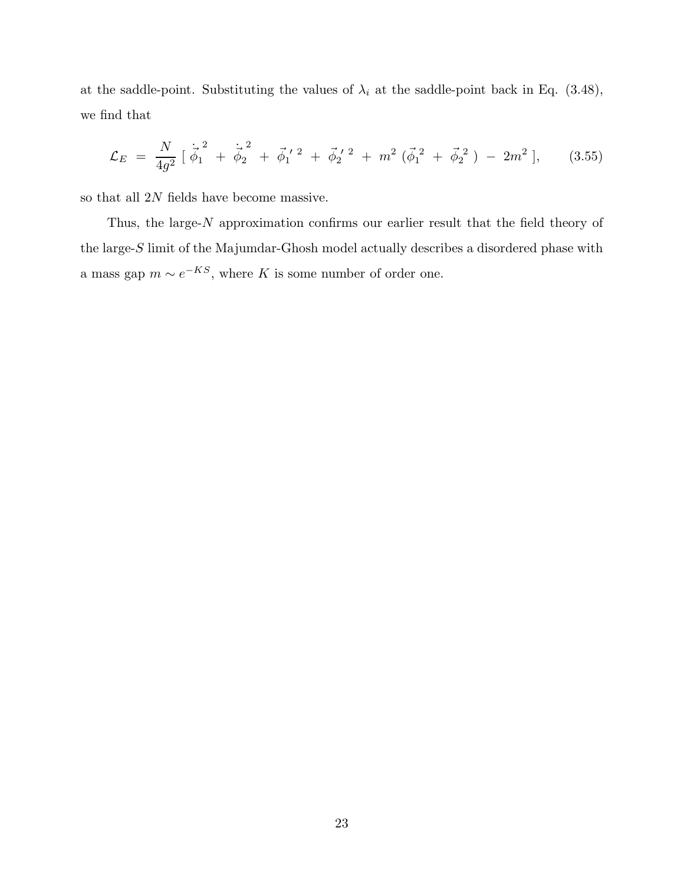at the saddle-point. Substituting the values of $\lambda_i$ at the saddle-point back in Eq. (3.48), we find that

$$\mathcal{L}_E \;=\; \frac{N}{4g^2} \,[\; \dot{\vec{\phi}}_1^{\,2} \;+\; \dot{\vec{\phi}}_2^{\,2} \;+\; \vec{\phi}_1^{\,\prime\, 2} \;+\; \vec{\phi}_2^{\,\prime\, 2} \;+\; m^2 \; (\vec{\phi}_1^{\,2} \;+\; \vec{\phi}_2^{\,2} \;) \;-\; 2m^2 \;], \tag{3.55}$$

so that all $2N$ fields have become massive.

Thus, the large-$N$ approximation confirms our earlier result that the field theory of the large-$S$ limit of the Majumdar-Ghosh model actually describes a disordered phase with a mass gap $m \sim e^{-KS}$, where $K$ is some number of order one.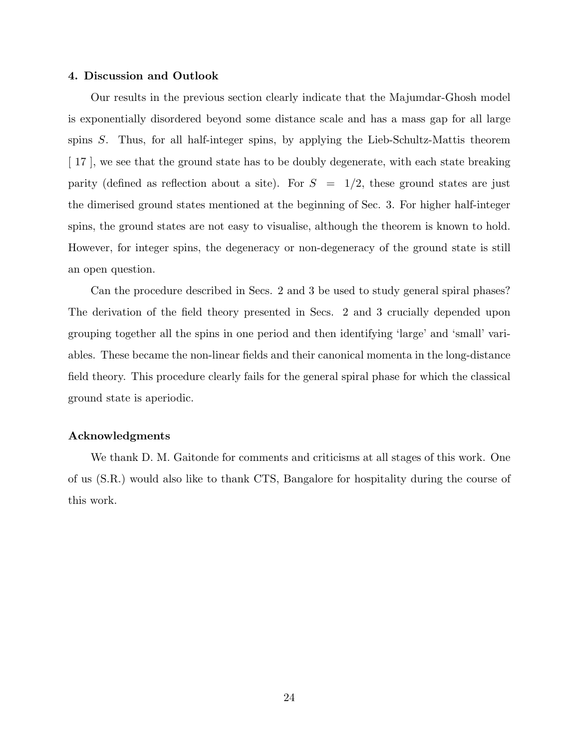### 4. Discussion and Outlook

Our results in the previous section clearly indicate that the Majumdar-Ghosh model is exponentially disordered beyond some distance scale and has a mass gap for all large spins $S$. Thus, for all half-integer spins, by applying the Lieb-Schultz-Mattis theorem [ 17 ], we see that the ground state has to be doubly degenerate, with each state breaking parity (defined as reflection about a site). For $S = 1/2$, these ground states are just the dimerised ground states mentioned at the beginning of Sec. 3. For higher half-integer spins, the ground states are not easy to visualise, although the theorem is known to hold. However, for integer spins, the degeneracy or non-degeneracy of the ground state is still an open question.

Can the procedure described in Secs. 2 and 3 be used to study general spiral phases? The derivation of the field theory presented in Secs. 2 and 3 crucially depended upon grouping together all the spins in one period and then identifying 'large' and 'small' variables. These became the non-linear fields and their canonical momenta in the long-distance field theory. This procedure clearly fails for the general spiral phase for which the classical ground state is aperiodic.

### Acknowledgments

We thank D. M. Gaitonde for comments and criticisms at all stages of this work. One of us (S.R.) would also like to thank CTS, Bangalore for hospitality during the course of this work.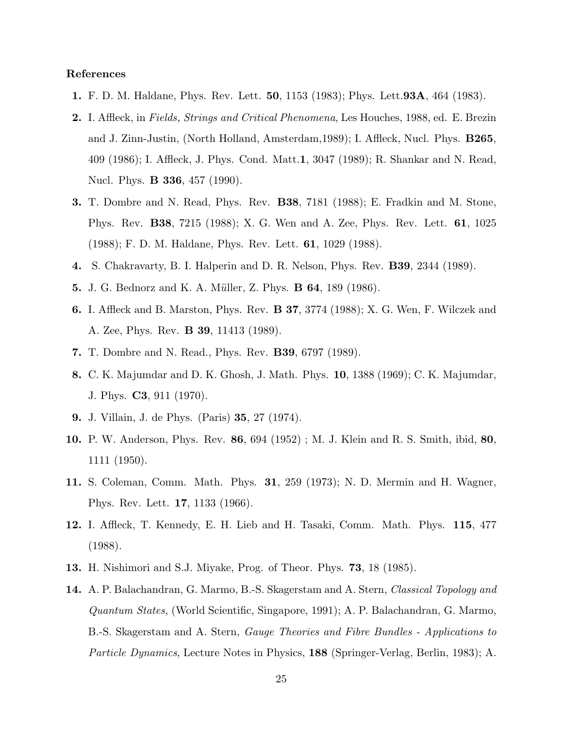**References**

1. F. D. M. Haldane, Phys. Rev. Lett. **50**, 1153 (1983); Phys. Lett.**93A**, 464 (1983).
2. I. Affleck, in *Fields, Strings and Critical Phenomena*, Les Houches, 1988, ed. E. Brezin and J. Zinn-Justin, (North Holland, Amsterdam,1989); I. Affleck, Nucl. Phys. **B265**, 409 (1986); I. Affleck, J. Phys. Cond. Matt.**1**, 3047 (1989); R. Shankar and N. Read, Nucl. Phys. **B 336**, 457 (1990).
3. T. Dombre and N. Read, Phys. Rev. **B38**, 7181 (1988); E. Fradkin and M. Stone, Phys. Rev. **B38**, 7215 (1988); X. G. Wen and A. Zee, Phys. Rev. Lett. **61**, 1025 (1988); F. D. M. Haldane, Phys. Rev. Lett. **61**, 1029 (1988).
4. S. Chakravarty, B. I. Halperin and D. R. Nelson, Phys. Rev. **B39**, 2344 (1989).
5. J. G. Bednorz and K. A. Müller, Z. Phys. **B 64**, 189 (1986).
6. I. Affleck and B. Marston, Phys. Rev. **B 37**, 3774 (1988); X. G. Wen, F. Wilczek and A. Zee, Phys. Rev. **B 39**, 11413 (1989).
7. T. Dombre and N. Read., Phys. Rev. **B39**, 6797 (1989).
8. C. K. Majumdar and D. K. Ghosh, J. Math. Phys. **10**, 1388 (1969); C. K. Majumdar, J. Phys. **C3**, 911 (1970).
9. J. Villain, J. de Phys. (Paris) **35**, 27 (1974).
10. P. W. Anderson, Phys. Rev. **86**, 694 (1952) ; M. J. Klein and R. S. Smith, ibid, **80**, 1111 (1950).
11. S. Coleman, Comm. Math. Phys. **31**, 259 (1973); N. D. Mermin and H. Wagner, Phys. Rev. Lett. **17**, 1133 (1966).
12. I. Affleck, T. Kennedy, E. H. Lieb and H. Tasaki, Comm. Math. Phys. **115**, 477 (1988).
13. H. Nishimori and S.J. Miyake, Prog. of Theor. Phys. **73**, 18 (1985).
14. A. P. Balachandran, G. Marmo, B.-S. Skagerstam and A. Stern, *Classical Topology and Quantum States*, (World Scientific, Singapore, 1991); A. P. Balachandran, G. Marmo, B.-S. Skagerstam and A. Stern, *Gauge Theories and Fibre Bundles - Applications to Particle Dynamics*, Lecture Notes in Physics, **188** (Springer-Verlag, Berlin, 1983); A.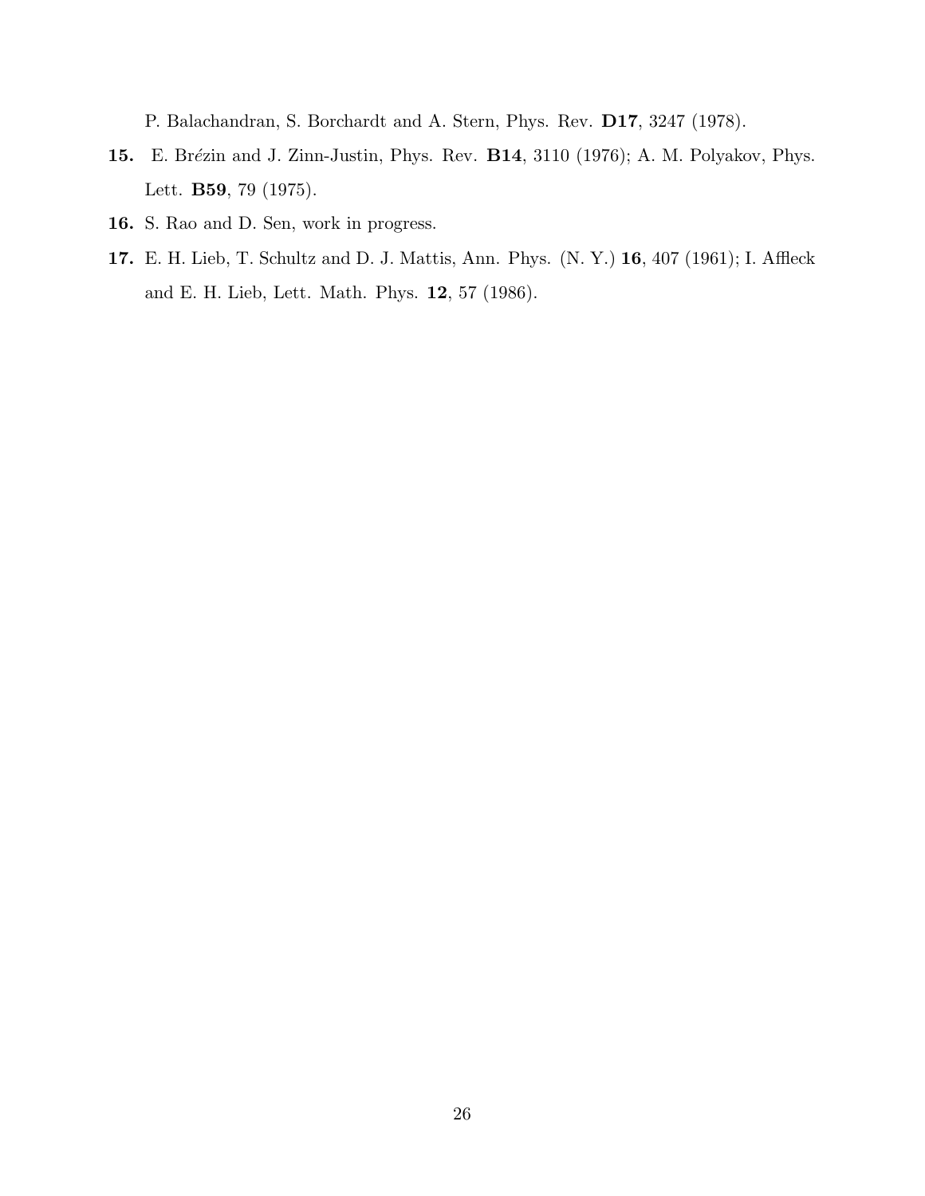P. Balachandran, S. Borchardt and A. Stern, Phys. Rev. **D17**, 3247 (1978).

**15.** E. Brézin and J. Zinn-Justin, Phys. Rev. **B14**, 3110 (1976); A. M. Polyakov, Phys. Lett. **B59**, 79 (1975).

**16.** S. Rao and D. Sen, work in progress.

**17.** E. H. Lieb, T. Schultz and D. J. Mattis, Ann. Phys. (N. Y.) **16**, 407 (1961); I. Affleck and E. H. Lieb, Lett. Math. Phys. **12**, 57 (1986).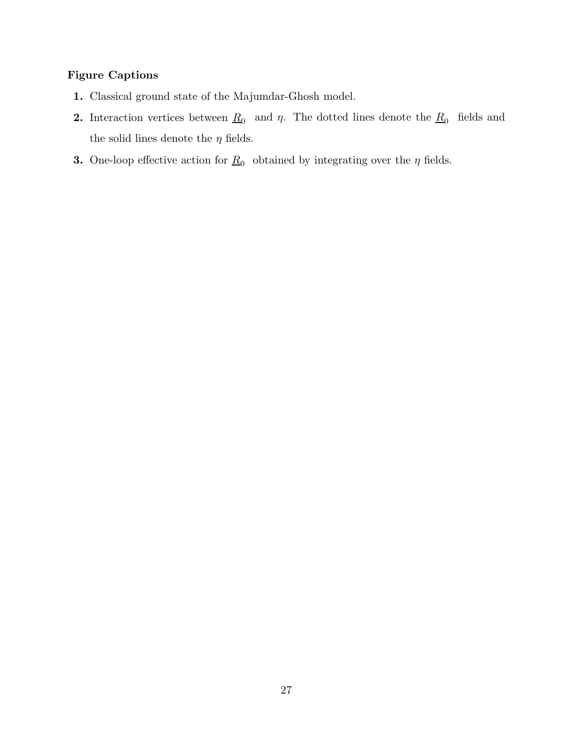**Figure Captions**

1. **1.** Classical ground state of the Majumdar-Ghosh model.
2. **2.** Interaction vertices between $\underline{R}_0$ and $\eta$. The dotted lines denote the $\underline{R}_0$ fields and the solid lines denote the $\eta$ fields.
3. **3.** One-loop effective action for $\underline{R}_0$ obtained by integrating over the $\eta$ fields.